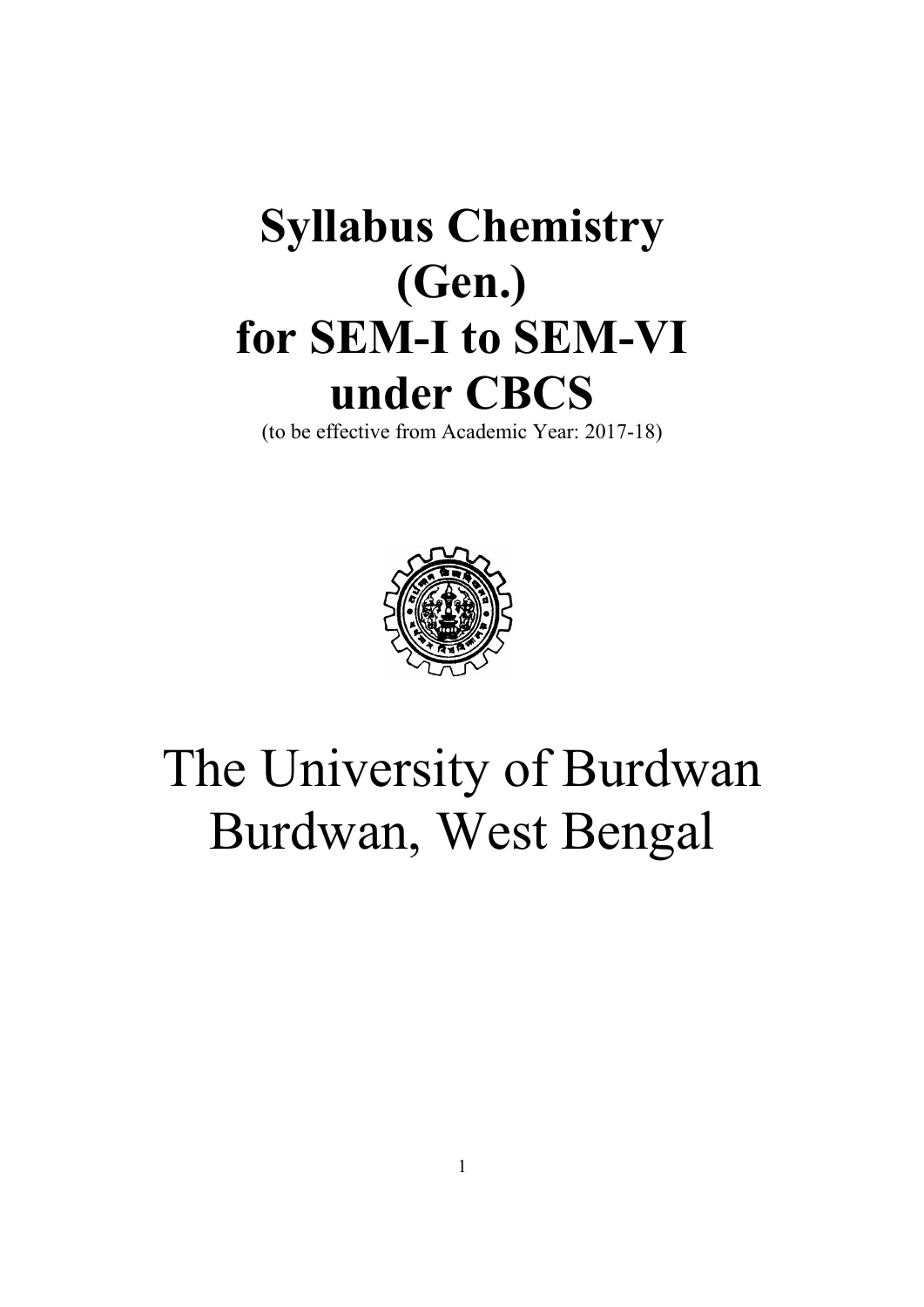# Syllabus Chemistry (Gen.) for SEM-I to SEM-VI under CBCS

(to be effective from Academic Year: 2017-18)

# The University of Burdwan Burdwan, West Bengal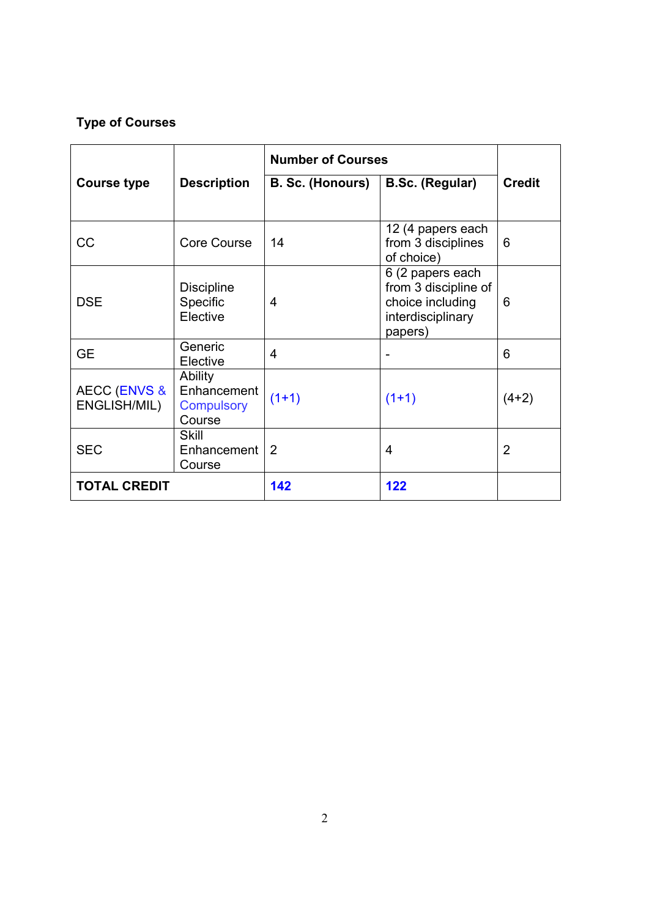**Type of Courses**

| Course type | Description | Number of Courses | | Credit |
|---|---|---|---|---|
| | | B. Sc. (Honours) | B.Sc. (Regular) | |
| CC | Core Course | 14 | 12 (4 papers each from 3 disciplines of choice) | 6 |
| DSE | Discipline Specific Elective | 4 | 6 (2 papers each from 3 discipline of choice including interdisciplinary papers) | 6 |
| GE | Generic Elective | 4 | - | 6 |
| AECC (ENVS & ENGLISH/MIL) | Ability Enhancement Compulsory Course | (1+1) | (1+1) | (4+2) |
| SEC | Skill Enhancement Course | 2 | 4 | 2 |
| **TOTAL CREDIT** | | **142** | **122** | |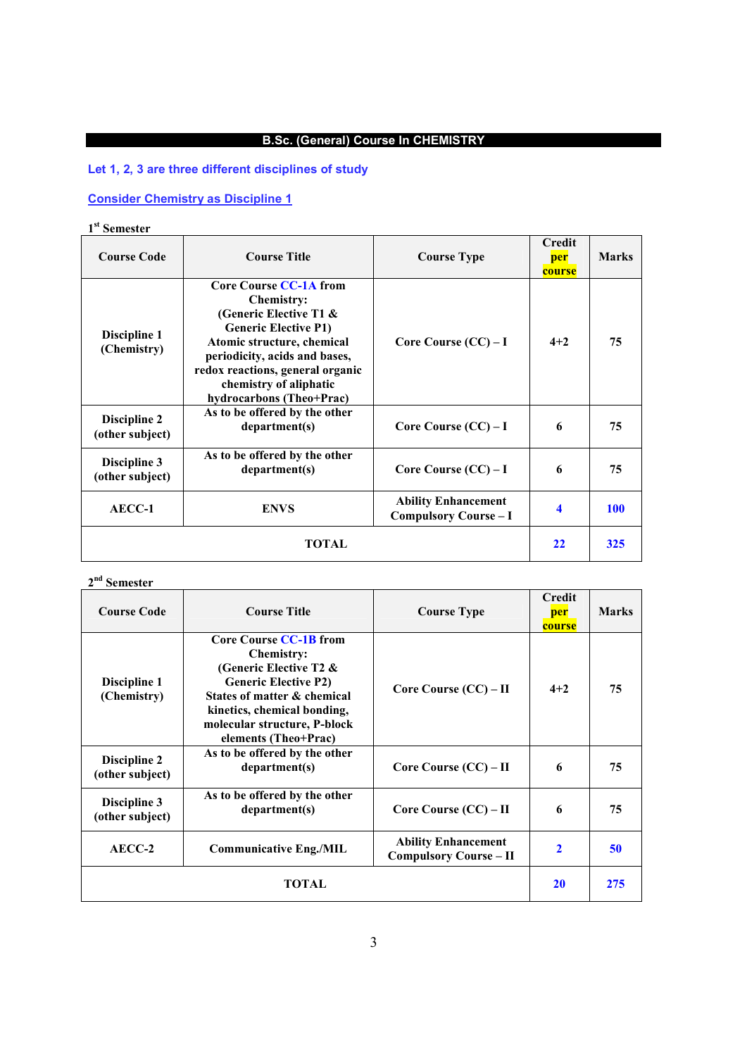# B.Sc. (General) Course In CHEMISTRY

**Let 1, 2, 3 are three different disciplines of study**

**Consider Chemistry as Discipline 1**

**1st Semester**

| Course Code | Course Title | Course Type | Credit per course | Marks |
|---|---|---|---|---|
| Discipline 1 (Chemistry) | Core Course CC-1A from Chemistry: (Generic Elective T1 & Generic Elective P1) Atomic structure, chemical periodicity, acids and bases, redox reactions, general organic chemistry of aliphatic hydrocarbons (Theo+Prac) | Core Course (CC) – I | 4+2 | 75 |
| Discipline 2 (other subject) | As to be offered by the other department(s) | Core Course (CC) – I | 6 | 75 |
| Discipline 3 (other subject) | As to be offered by the other department(s) | Core Course (CC) – I | 6 | 75 |
| AECC-1 | ENVS | Ability Enhancement Compulsory Course – I | 4 | 100 |
| TOTAL | | | 22 | 325 |

**2nd Semester**

| Course Code | Course Title | Course Type | Credit per course | Marks |
|---|---|---|---|---|
| Discipline 1 (Chemistry) | Core Course CC-1B from Chemistry: (Generic Elective T2 & Generic Elective P2) States of matter & chemical kinetics, chemical bonding, molecular structure, P-block elements (Theo+Prac) | Core Course (CC) – II | 4+2 | 75 |
| Discipline 2 (other subject) | As to be offered by the other department(s) | Core Course (CC) – II | 6 | 75 |
| Discipline 3 (other subject) | As to be offered by the other department(s) | Core Course (CC) – II | 6 | 75 |
| AECC-2 | Communicative Eng./MIL | Ability Enhancement Compulsory Course – II | 2 | 50 |
| TOTAL | | | 20 | 275 |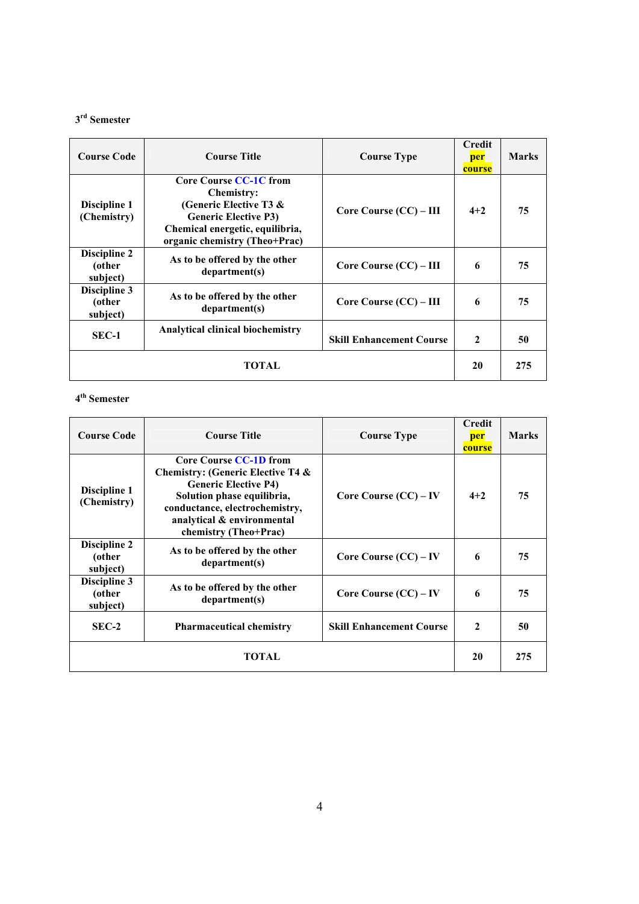3rd Semester

| Course Code | Course Title | Course Type | Credit per course | Marks |
|---|---|---|---|---|
| Discipline 1 (Chemistry) | Core Course CC-1C from Chemistry: (Generic Elective T3 & Generic Elective P3) Chemical energetic, equilibria, organic chemistry (Theo+Prac) | Core Course (CC) – III | 4+2 | 75 |
| Discipline 2 (other subject) | As to be offered by the other department(s) | Core Course (CC) – III | 6 | 75 |
| Discipline 3 (other subject) | As to be offered by the other department(s) | Core Course (CC) – III | 6 | 75 |
| SEC-1 | Analytical clinical biochemistry | Skill Enhancement Course | 2 | 50 |
| TOTAL | | | 20 | 275 |

4th Semester

| Course Code | Course Title | Course Type | Credit per course | Marks |
|---|---|---|---|---|
| Discipline 1 (Chemistry) | Core Course CC-1D from Chemistry: (Generic Elective T4 & Generic Elective P4) Solution phase equilibria, conductance, electrochemistry, analytical & environmental chemistry (Theo+Prac) | Core Course (CC) – IV | 4+2 | 75 |
| Discipline 2 (other subject) | As to be offered by the other department(s) | Core Course (CC) – IV | 6 | 75 |
| Discipline 3 (other subject) | As to be offered by the other department(s) | Core Course (CC) – IV | 6 | 75 |
| SEC-2 | Pharmaceutical chemistry | Skill Enhancement Course | 2 | 50 |
| TOTAL | | | 20 | 275 |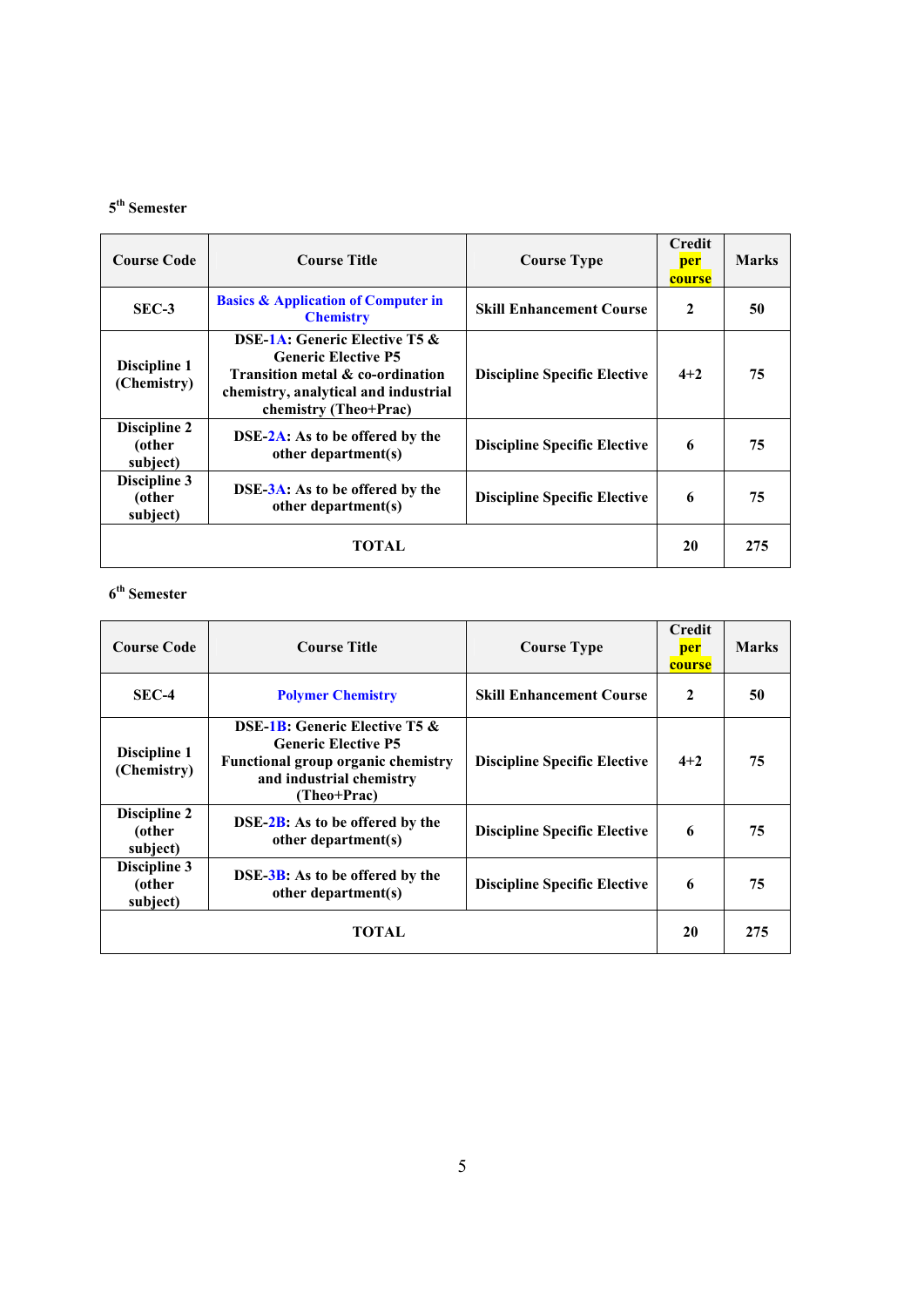5th Semester

| Course Code | Course Title | Course Type | Credit per course | Marks |
|---|---|---|---|---|
| SEC-3 | Basics & Application of Computer in Chemistry | Skill Enhancement Course | 2 | 50 |
| Discipline 1 (Chemistry) | DSE-1A: Generic Elective T5 & Generic Elective P5 Transition metal & co-ordination chemistry, analytical and industrial chemistry (Theo+Prac) | Discipline Specific Elective | 4+2 | 75 |
| Discipline 2 (other subject) | DSE-2A: As to be offered by the other department(s) | Discipline Specific Elective | 6 | 75 |
| Discipline 3 (other subject) | DSE-3A: As to be offered by the other department(s) | Discipline Specific Elective | 6 | 75 |
| TOTAL | | | 20 | 275 |

6th Semester

| Course Code | Course Title | Course Type | Credit per course | Marks |
|---|---|---|---|---|
| SEC-4 | Polymer Chemistry | Skill Enhancement Course | 2 | 50 |
| Discipline 1 (Chemistry) | DSE-1B: Generic Elective T5 & Generic Elective P5 Functional group organic chemistry and industrial chemistry (Theo+Prac) | Discipline Specific Elective | 4+2 | 75 |
| Discipline 2 (other subject) | DSE-2B: As to be offered by the other department(s) | Discipline Specific Elective | 6 | 75 |
| Discipline 3 (other subject) | DSE-3B: As to be offered by the other department(s) | Discipline Specific Elective | 6 | 75 |
| TOTAL | | | 20 | 275 |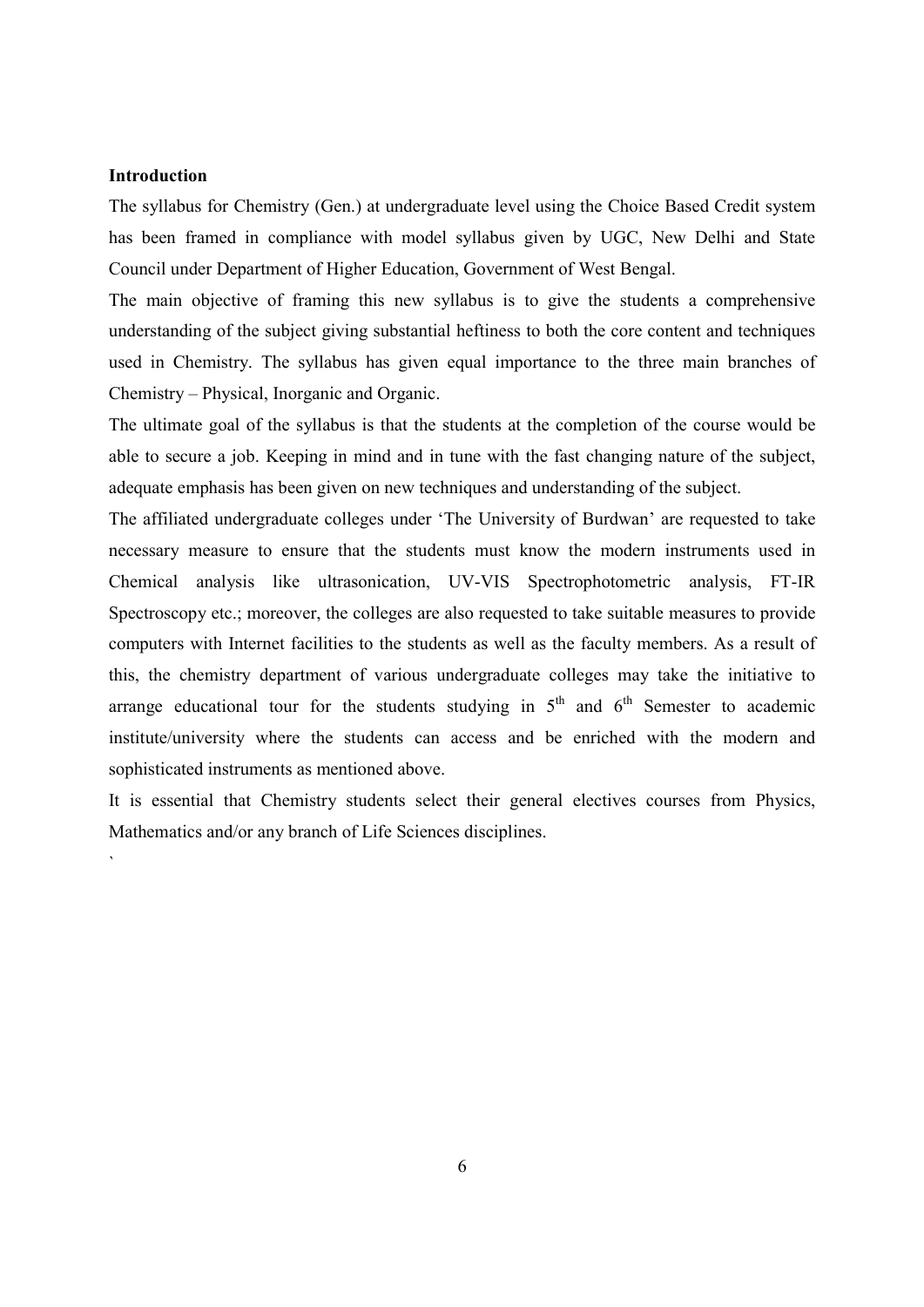**Introduction**

The syllabus for Chemistry (Gen.) at undergraduate level using the Choice Based Credit system has been framed in compliance with model syllabus given by UGC, New Delhi and State Council under Department of Higher Education, Government of West Bengal.

The main objective of framing this new syllabus is to give the students a comprehensive understanding of the subject giving substantial heftiness to both the core content and techniques used in Chemistry. The syllabus has given equal importance to the three main branches of Chemistry – Physical, Inorganic and Organic.

The ultimate goal of the syllabus is that the students at the completion of the course would be able to secure a job. Keeping in mind and in tune with the fast changing nature of the subject, adequate emphasis has been given on new techniques and understanding of the subject.

The affiliated undergraduate colleges under 'The University of Burdwan' are requested to take necessary measure to ensure that the students must know the modern instruments used in Chemical analysis like ultrasonication, UV-VIS Spectrophotometric analysis, FT-IR Spectroscopy etc.; moreover, the colleges are also requested to take suitable measures to provide computers with Internet facilities to the students as well as the faculty members. As a result of this, the chemistry department of various undergraduate colleges may take the initiative to arrange educational tour for the students studying in 5$^{th}$ and 6$^{th}$ Semester to academic institute/university where the students can access and be enriched with the modern and sophisticated instruments as mentioned above.

It is essential that Chemistry students select their general electives courses from Physics, Mathematics and/or any branch of Life Sciences disciplines.

`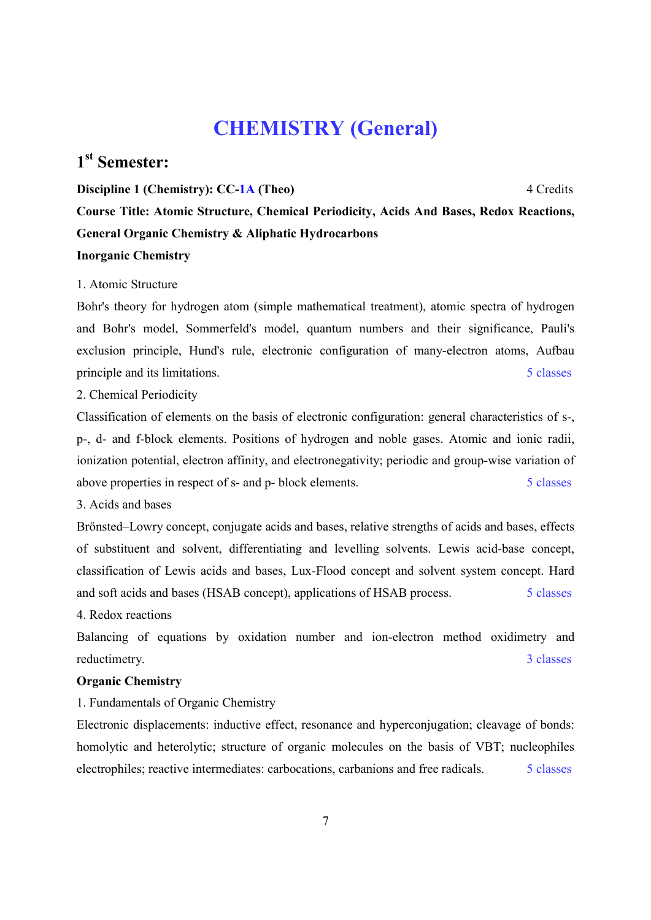# CHEMISTRY (General)

## 1st Semester:

**Discipline 1 (Chemistry): CC-1A (Theo)** 4 Credits

**Course Title: Atomic Structure, Chemical Periodicity, Acids And Bases, Redox Reactions, General Organic Chemistry & Aliphatic Hydrocarbons**

**Inorganic Chemistry**

1. Atomic Structure

Bohr's theory for hydrogen atom (simple mathematical treatment), atomic spectra of hydrogen and Bohr's model, Sommerfeld's model, quantum numbers and their significance, Pauli's exclusion principle, Hund's rule, electronic configuration of many-electron atoms, Aufbau principle and its limitations. 5 classes

2. Chemical Periodicity

Classification of elements on the basis of electronic configuration: general characteristics of s-, p-, d- and f-block elements. Positions of hydrogen and noble gases. Atomic and ionic radii, ionization potential, electron affinity, and electronegativity; periodic and group-wise variation of above properties in respect of s- and p- block elements. 5 classes

3. Acids and bases

Brönsted–Lowry concept, conjugate acids and bases, relative strengths of acids and bases, effects of substituent and solvent, differentiating and levelling solvents. Lewis acid-base concept, classification of Lewis acids and bases, Lux-Flood concept and solvent system concept. Hard and soft acids and bases (HSAB concept), applications of HSAB process. 5 classes

4. Redox reactions

Balancing of equations by oxidation number and ion-electron method oxidimetry and reductimetry. 3 classes

**Organic Chemistry**

1. Fundamentals of Organic Chemistry

Electronic displacements: inductive effect, resonance and hyperconjugation; cleavage of bonds: homolytic and heterolytic; structure of organic molecules on the basis of VBT; nucleophiles electrophiles; reactive intermediates: carbocations, carbanions and free radicals. 5 classes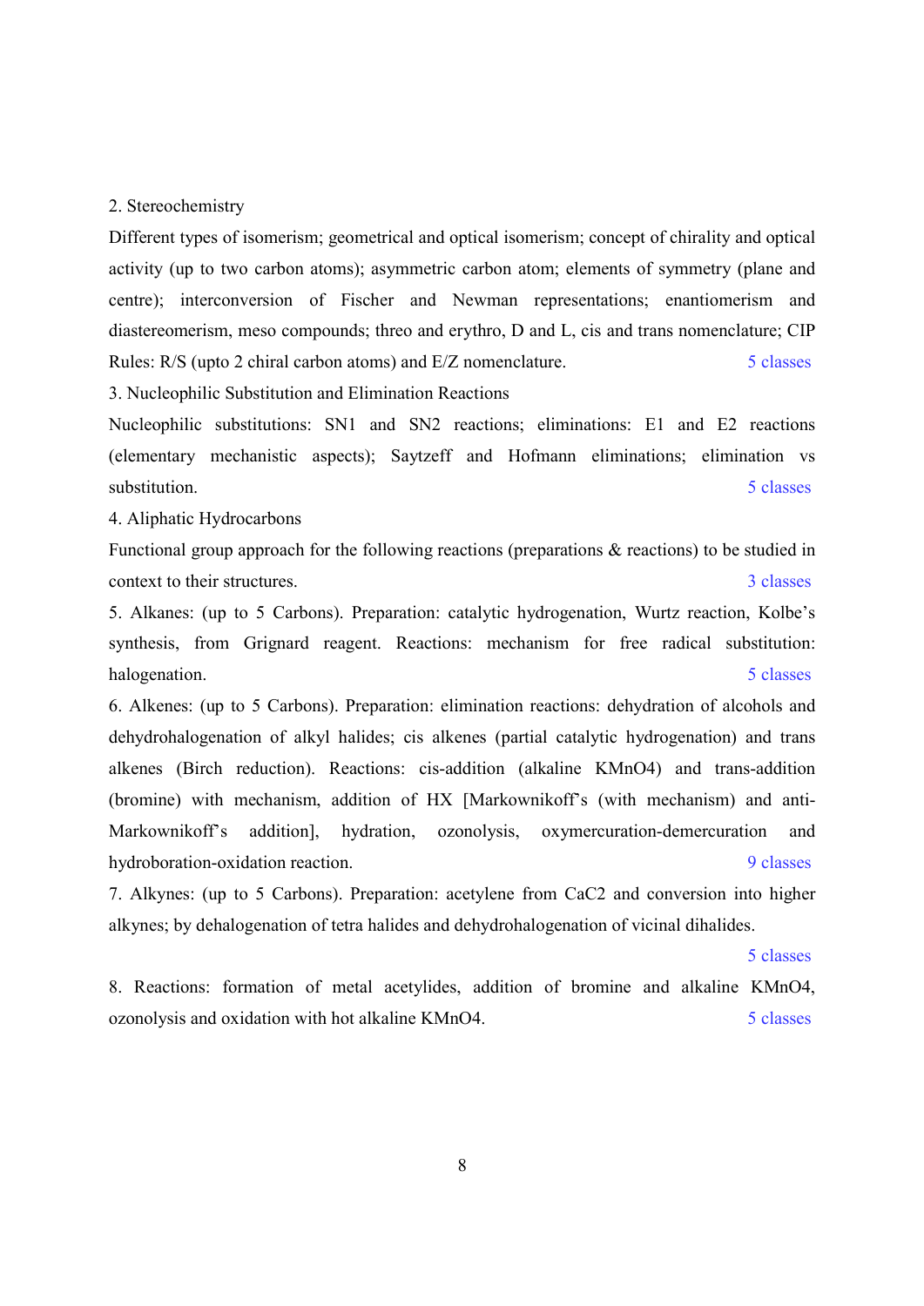2. Stereochemistry

Different types of isomerism; geometrical and optical isomerism; concept of chirality and optical activity (up to two carbon atoms); asymmetric carbon atom; elements of symmetry (plane and centre); interconversion of Fischer and Newman representations; enantiomerism and diastereomerism, meso compounds; threo and erythro, D and L, cis and trans nomenclature; CIP Rules: R/S (upto 2 chiral carbon atoms) and E/Z nomenclature. 5 classes

3. Nucleophilic Substitution and Elimination Reactions

Nucleophilic substitutions: SN1 and SN2 reactions; eliminations: E1 and E2 reactions (elementary mechanistic aspects); Saytzeff and Hofmann eliminations; elimination vs substitution. 5 classes

4. Aliphatic Hydrocarbons

Functional group approach for the following reactions (preparations & reactions) to be studied in context to their structures. 3 classes

5. Alkanes: (up to 5 Carbons). Preparation: catalytic hydrogenation, Wurtz reaction, Kolbe's synthesis, from Grignard reagent. Reactions: mechanism for free radical substitution: halogenation. 5 classes

6. Alkenes: (up to 5 Carbons). Preparation: elimination reactions: dehydration of alcohols and dehydrohalogenation of alkyl halides; cis alkenes (partial catalytic hydrogenation) and trans alkenes (Birch reduction). Reactions: cis-addition (alkaline $KMnO_4$) and trans-addition (bromine) with mechanism, addition of HX [Markownikoff's (with mechanism) and anti-Markownikoff's addition], hydration, ozonolysis, oxymercuration-demercuration and hydroboration-oxidation reaction. 9 classes

7. Alkynes: (up to 5 Carbons). Preparation: acetylene from $CaC_2$ and conversion into higher alkynes; by dehalogenation of tetra halides and dehydrohalogenation of vicinal dihalides.

5 classes

8. Reactions: formation of metal acetylides, addition of bromine and alkaline $KMnO_4$, ozonolysis and oxidation with hot alkaline $KMnO_4$. 5 classes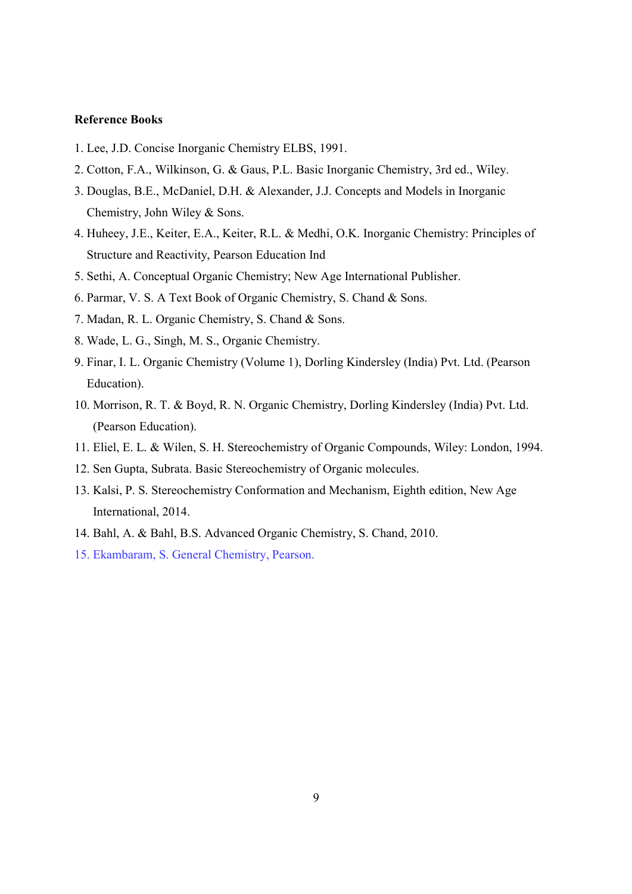**Reference Books**

1. Lee, J.D. Concise Inorganic Chemistry ELBS, 1991.
2. Cotton, F.A., Wilkinson, G. & Gaus, P.L. Basic Inorganic Chemistry, 3rd ed., Wiley.
3. Douglas, B.E., McDaniel, D.H. & Alexander, J.J. Concepts and Models in Inorganic Chemistry, John Wiley & Sons.
4. Huheey, J.E., Keiter, E.A., Keiter, R.L. & Medhi, O.K. Inorganic Chemistry: Principles of Structure and Reactivity, Pearson Education Ind
5. Sethi, A. Conceptual Organic Chemistry; New Age International Publisher.
6. Parmar, V. S. A Text Book of Organic Chemistry, S. Chand & Sons.
7. Madan, R. L. Organic Chemistry, S. Chand & Sons.
8. Wade, L. G., Singh, M. S., Organic Chemistry.
9. Finar, I. L. Organic Chemistry (Volume 1), Dorling Kindersley (India) Pvt. Ltd. (Pearson Education).
10. Morrison, R. T. & Boyd, R. N. Organic Chemistry, Dorling Kindersley (India) Pvt. Ltd. (Pearson Education).
11. Eliel, E. L. & Wilen, S. H. Stereochemistry of Organic Compounds, Wiley: London, 1994.
12. Sen Gupta, Subrata. Basic Stereochemistry of Organic molecules.
13. Kalsi, P. S. Stereochemistry Conformation and Mechanism, Eighth edition, New Age International, 2014.
14. Bahl, A. & Bahl, B.S. Advanced Organic Chemistry, S. Chand, 2010.
15. Ekambaram, S. General Chemistry, Pearson.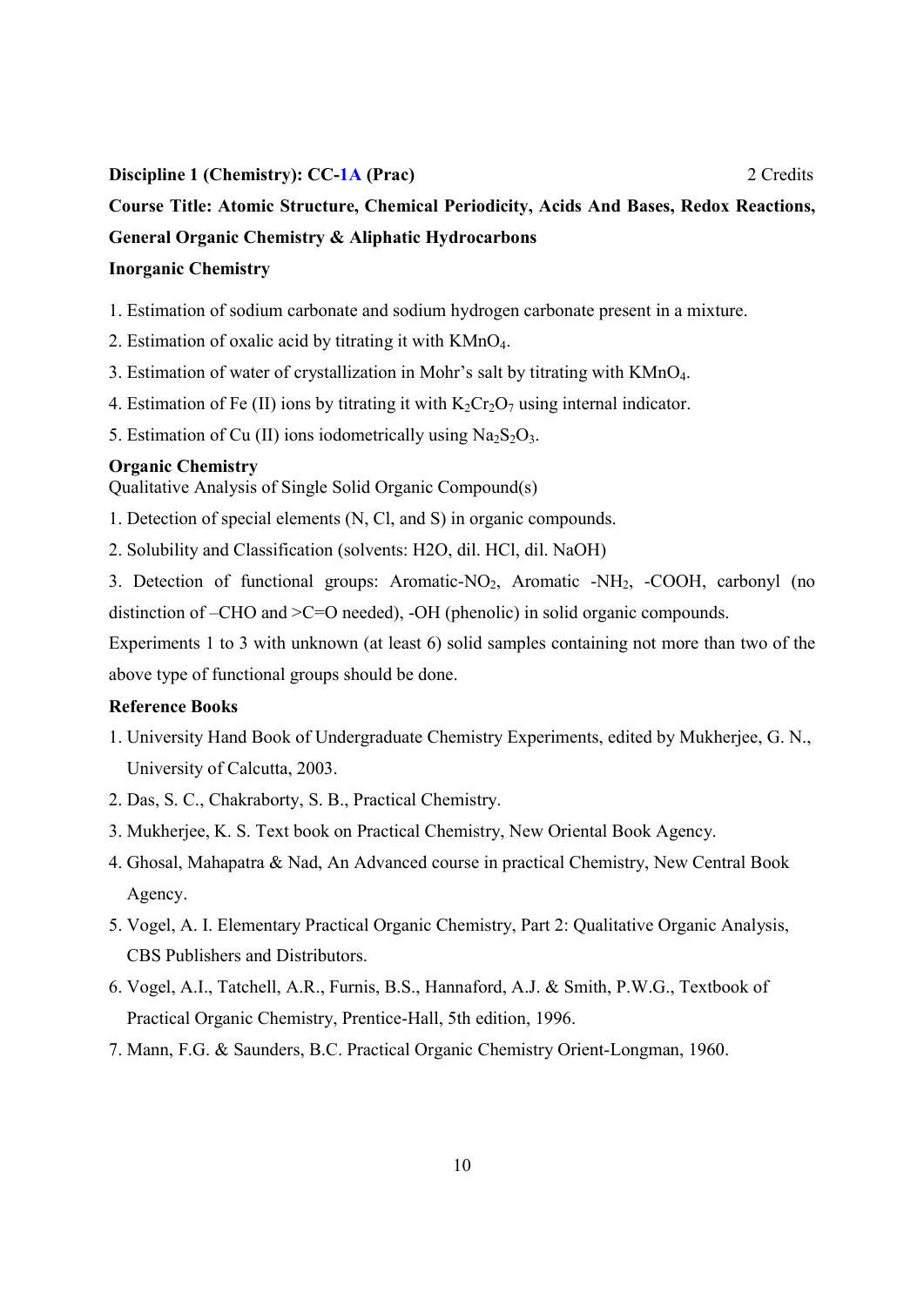**Discipline 1 (Chemistry): CC-1A (Prac)** 2 Credits

**Course Title: Atomic Structure, Chemical Periodicity, Acids And Bases, Redox Reactions, General Organic Chemistry & Aliphatic Hydrocarbons**

**Inorganic Chemistry**

1. Estimation of sodium carbonate and sodium hydrogen carbonate present in a mixture.
2. Estimation of oxalic acid by titrating it with $KMnO_4$.
3. Estimation of water of crystallization in Mohr's salt by titrating with $KMnO_4$.
4. Estimation of Fe (II) ions by titrating it with $K_2Cr_2O_7$ using internal indicator.
5. Estimation of Cu (II) ions iodometrically using $Na_2S_2O_3$.

**Organic Chemistry**

Qualitative Analysis of Single Solid Organic Compound(s)

1. Detection of special elements (N, Cl, and S) in organic compounds.
2. Solubility and Classification (solvents: H2O, dil. HCl, dil. NaOH)
3. Detection of functional groups: Aromatic-$NO_2$, Aromatic -$NH_2$, -COOH, carbonyl (no distinction of –CHO and >C=O needed), -OH (phenolic) in solid organic compounds.

Experiments 1 to 3 with unknown (at least 6) solid samples containing not more than two of the above type of functional groups should be done.

**Reference Books**

1. University Hand Book of Undergraduate Chemistry Experiments, edited by Mukherjee, G. N., University of Calcutta, 2003.
2. Das, S. C., Chakraborty, S. B., Practical Chemistry.
3. Mukherjee, K. S. Text book on Practical Chemistry, New Oriental Book Agency.
4. Ghosal, Mahapatra & Nad, An Advanced course in practical Chemistry, New Central Book Agency.
5. Vogel, A. I. Elementary Practical Organic Chemistry, Part 2: Qualitative Organic Analysis, CBS Publishers and Distributors.
6. Vogel, A.I., Tatchell, A.R., Furnis, B.S., Hannaford, A.J. & Smith, P.W.G., Textbook of Practical Organic Chemistry, Prentice-Hall, 5th edition, 1996.
7. Mann, F.G. & Saunders, B.C. Practical Organic Chemistry Orient-Longman, 1960.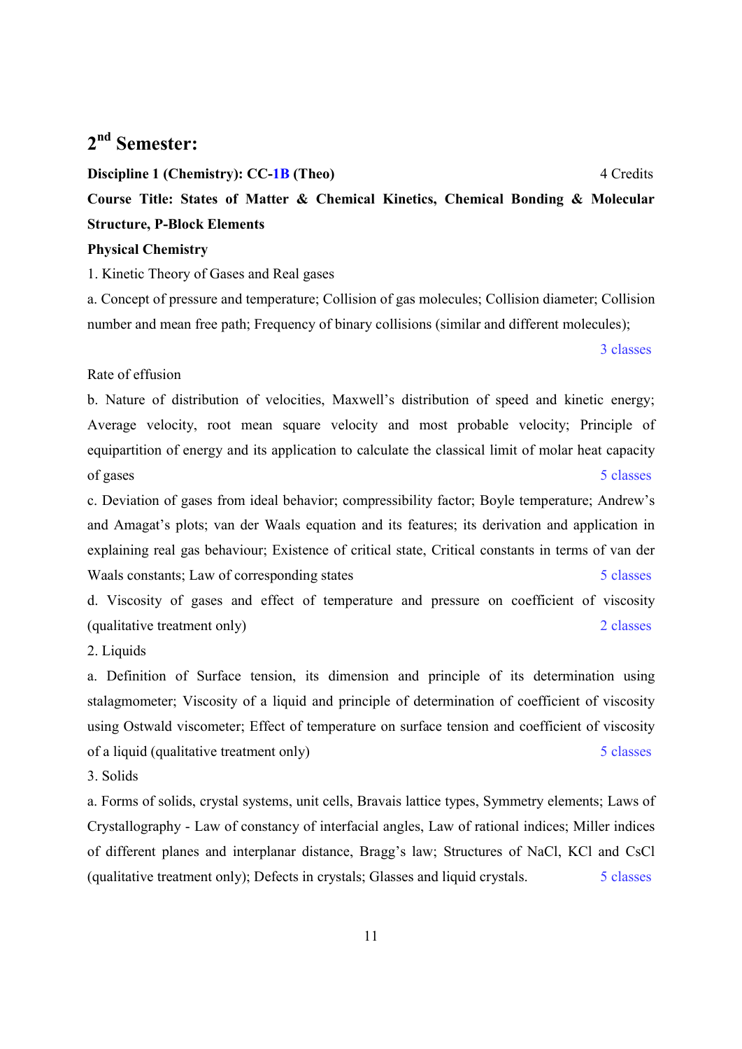## 2nd Semester:

**Discipline 1 (Chemistry): CC-1B (Theo)** 4 Credits

**Course Title: States of Matter & Chemical Kinetics, Chemical Bonding & Molecular Structure, P-Block Elements**

**Physical Chemistry**

1. Kinetic Theory of Gases and Real gases

a. Concept of pressure and temperature; Collision of gas molecules; Collision diameter; Collision number and mean free path; Frequency of binary collisions (similar and different molecules);

3 classes

Rate of effusion

b. Nature of distribution of velocities, Maxwell's distribution of speed and kinetic energy; Average velocity, root mean square velocity and most probable velocity; Principle of equipartition of energy and its application to calculate the classical limit of molar heat capacity of gases 5 classes

c. Deviation of gases from ideal behavior; compressibility factor; Boyle temperature; Andrew's and Amagat's plots; van der Waals equation and its features; its derivation and application in explaining real gas behaviour; Existence of critical state, Critical constants in terms of van der Waals constants; Law of corresponding states 5 classes

d. Viscosity of gases and effect of temperature and pressure on coefficient of viscosity (qualitative treatment only) 2 classes

2. Liquids

a. Definition of Surface tension, its dimension and principle of its determination using stalagmometer; Viscosity of a liquid and principle of determination of coefficient of viscosity using Ostwald viscometer; Effect of temperature on surface tension and coefficient of viscosity of a liquid (qualitative treatment only) 5 classes

3. Solids

a. Forms of solids, crystal systems, unit cells, Bravais lattice types, Symmetry elements; Laws of Crystallography - Law of constancy of interfacial angles, Law of rational indices; Miller indices of different planes and interplanar distance, Bragg's law; Structures of NaCl, KCl and CsCl (qualitative treatment only); Defects in crystals; Glasses and liquid crystals. 5 classes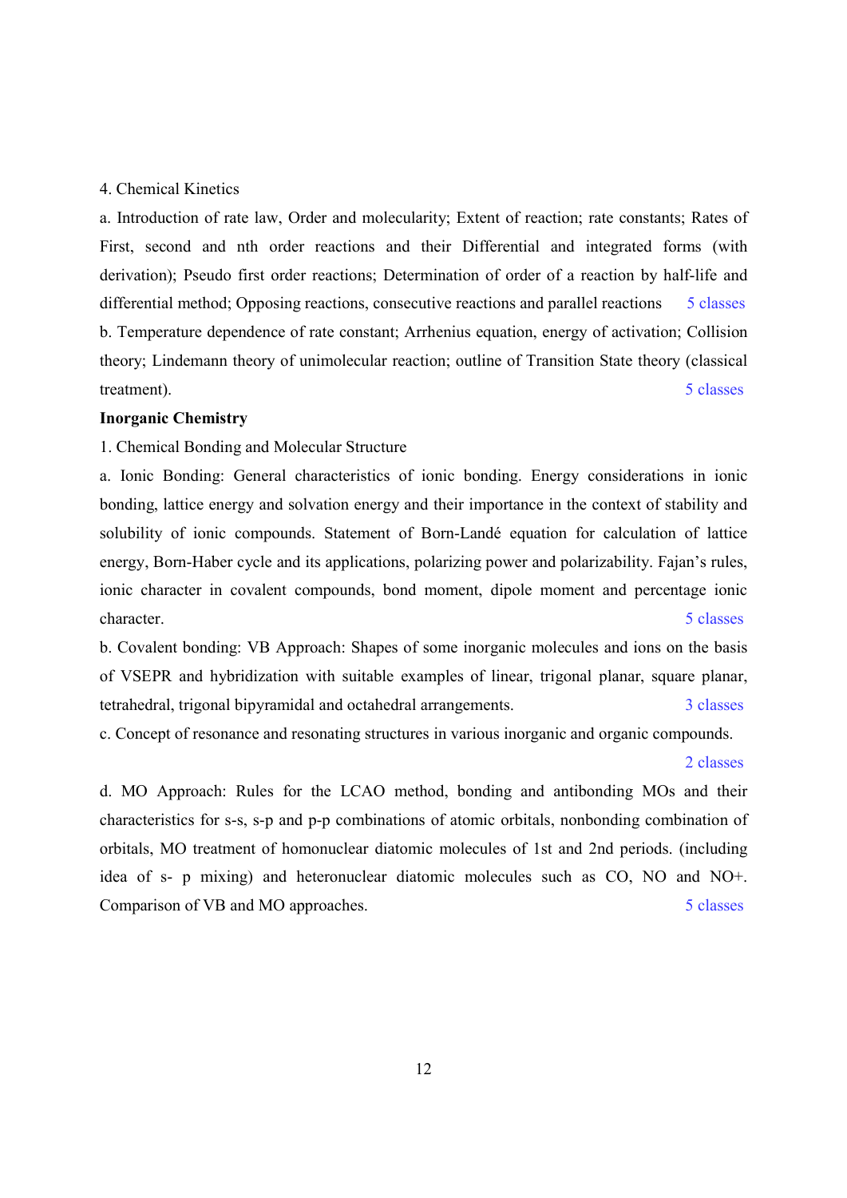4. Chemical Kinetics

a. Introduction of rate law, Order and molecularity; Extent of reaction; rate constants; Rates of First, second and nth order reactions and their Differential and integrated forms (with derivation); Pseudo first order reactions; Determination of order of a reaction by half-life and differential method; Opposing reactions, consecutive reactions and parallel reactions 5 classes

b. Temperature dependence of rate constant; Arrhenius equation, energy of activation; Collision theory; Lindemann theory of unimolecular reaction; outline of Transition State theory (classical treatment). 5 classes

**Inorganic Chemistry**

1. Chemical Bonding and Molecular Structure

a. Ionic Bonding: General characteristics of ionic bonding. Energy considerations in ionic bonding, lattice energy and solvation energy and their importance in the context of stability and solubility of ionic compounds. Statement of Born-Landé equation for calculation of lattice energy, Born-Haber cycle and its applications, polarizing power and polarizability. Fajan's rules, ionic character in covalent compounds, bond moment, dipole moment and percentage ionic character. 5 classes

b. Covalent bonding: VB Approach: Shapes of some inorganic molecules and ions on the basis of VSEPR and hybridization with suitable examples of linear, trigonal planar, square planar, tetrahedral, trigonal bipyramidal and octahedral arrangements. 3 classes

c. Concept of resonance and resonating structures in various inorganic and organic compounds. 2 classes

d. MO Approach: Rules for the LCAO method, bonding and antibonding MOs and their characteristics for s-s, s-p and p-p combinations of atomic orbitals, nonbonding combination of orbitals, MO treatment of homonuclear diatomic molecules of 1st and 2nd periods. (including idea of s- p mixing) and heteronuclear diatomic molecules such as CO, NO and $NO^+$. Comparison of VB and MO approaches. 5 classes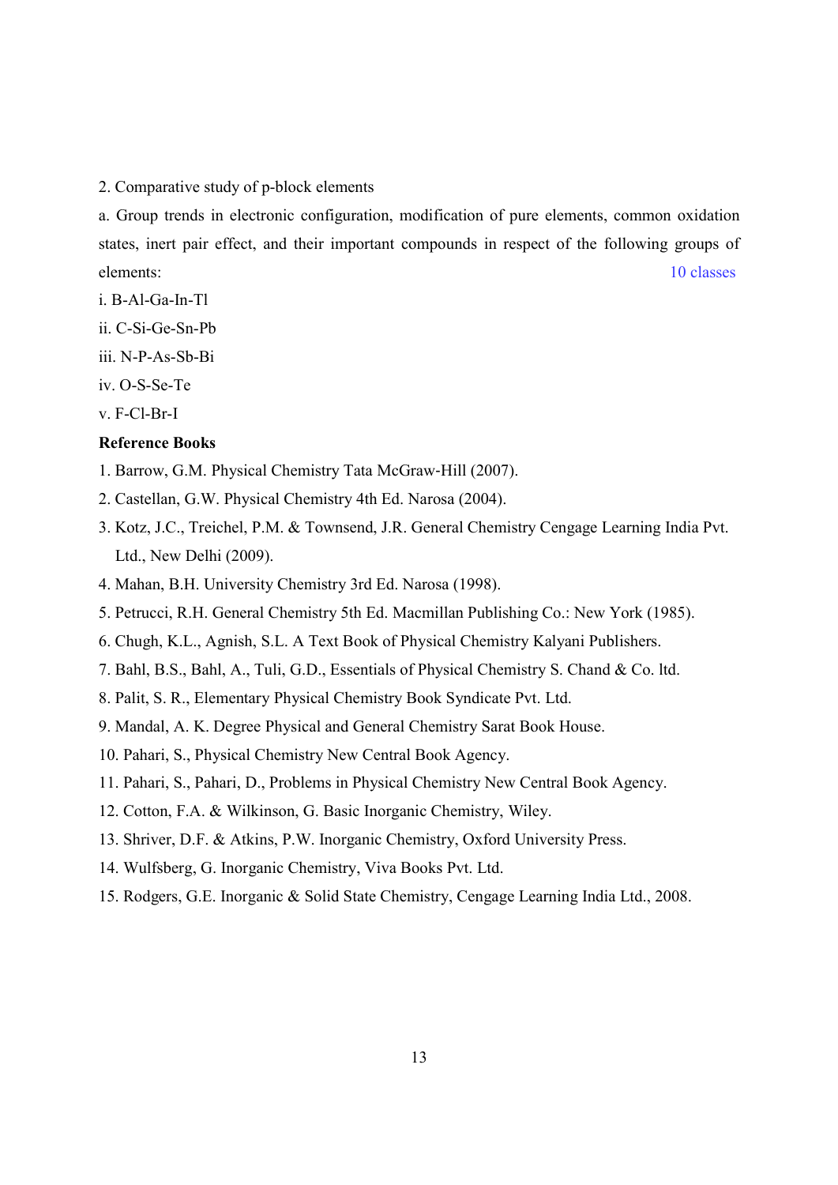2. Comparative study of p-block elements

a. Group trends in electronic configuration, modification of pure elements, common oxidation states, inert pair effect, and their important compounds in respect of the following groups of elements: 10 classes

i. B-Al-Ga-In-Tl

ii. C-Si-Ge-Sn-Pb

iii. N-P-As-Sb-Bi

iv. O-S-Se-Te

v. F-Cl-Br-I

**Reference Books**

1. Barrow, G.M. Physical Chemistry Tata McGraw-Hill (2007).
2. Castellan, G.W. Physical Chemistry 4th Ed. Narosa (2004).
3. Kotz, J.C., Treichel, P.M. & Townsend, J.R. General Chemistry Cengage Learning India Pvt. Ltd., New Delhi (2009).
4. Mahan, B.H. University Chemistry 3rd Ed. Narosa (1998).
5. Petrucci, R.H. General Chemistry 5th Ed. Macmillan Publishing Co.: New York (1985).
6. Chugh, K.L., Agnish, S.L. A Text Book of Physical Chemistry Kalyani Publishers.
7. Bahl, B.S., Bahl, A., Tuli, G.D., Essentials of Physical Chemistry S. Chand & Co. ltd.
8. Palit, S. R., Elementary Physical Chemistry Book Syndicate Pvt. Ltd.
9. Mandal, A. K. Degree Physical and General Chemistry Sarat Book House.
10. Pahari, S., Physical Chemistry New Central Book Agency.
11. Pahari, S., Pahari, D., Problems in Physical Chemistry New Central Book Agency.
12. Cotton, F.A. & Wilkinson, G. Basic Inorganic Chemistry, Wiley.
13. Shriver, D.F. & Atkins, P.W. Inorganic Chemistry, Oxford University Press.
14. Wulfsberg, G. Inorganic Chemistry, Viva Books Pvt. Ltd.
15. Rodgers, G.E. Inorganic & Solid State Chemistry, Cengage Learning India Ltd., 2008.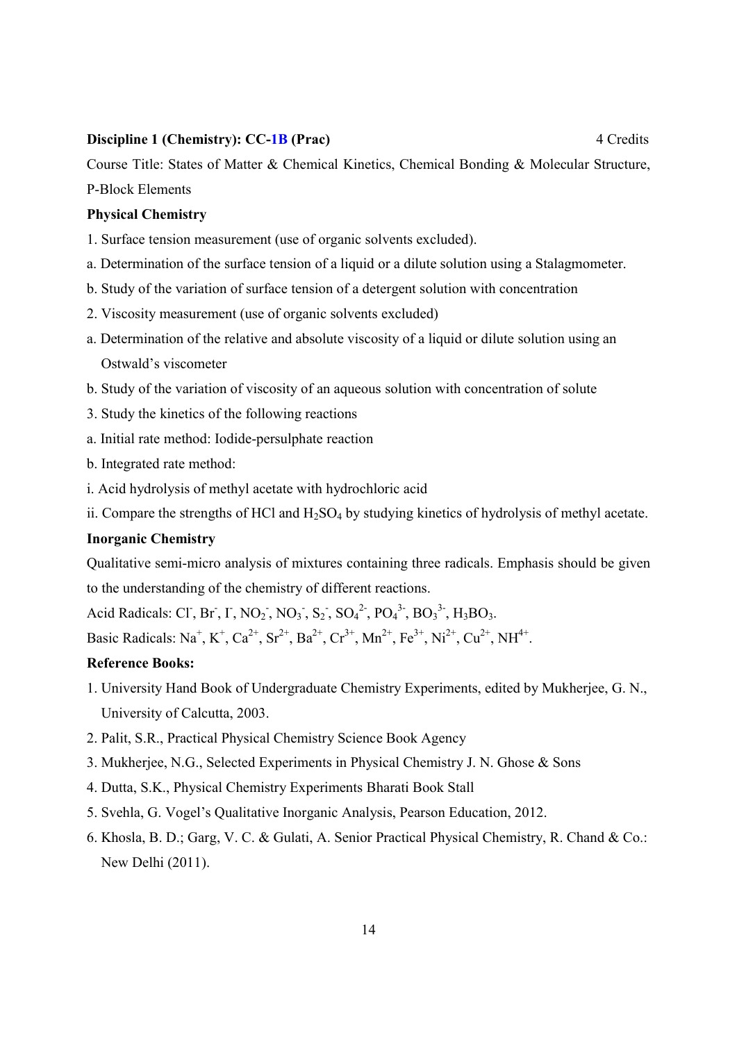**Discipline 1 (Chemistry): CC-1B (Prac)** 4 Credits

Course Title: States of Matter & Chemical Kinetics, Chemical Bonding & Molecular Structure, P-Block Elements

**Physical Chemistry**

1. Surface tension measurement (use of organic solvents excluded).
a. Determination of the surface tension of a liquid or a dilute solution using a Stalagmometer.
b. Study of the variation of surface tension of a detergent solution with concentration
2. Viscosity measurement (use of organic solvents excluded)
a. Determination of the relative and absolute viscosity of a liquid or dilute solution using an Ostwald's viscometer
b. Study of the variation of viscosity of an aqueous solution with concentration of solute
3. Study the kinetics of the following reactions
a. Initial rate method: Iodide-persulphate reaction
b. Integrated rate method:
i. Acid hydrolysis of methyl acetate with hydrochloric acid
ii. Compare the strengths of HCl and $H_2SO_4$ by studying kinetics of hydrolysis of methyl acetate.

**Inorganic Chemistry**

Qualitative semi-micro analysis of mixtures containing three radicals. Emphasis should be given to the understanding of the chemistry of different reactions.

Acid Radicals: $Cl^-$, $Br^-$, $I^-$, $NO_2^-$, $NO_3^-$, $S_2^-$, $SO_4^{2-}$, $PO_4^{3-}$, $BO_3^{3-}$, $H_3BO_3$.

Basic Radicals: $Na^+$, $K^+$, $Ca^{2+}$, $Sr^{2+}$, $Ba^{2+}$, $Cr^{3+}$, $Mn^{2+}$, $Fe^{3+}$, $Ni^{2+}$, $Cu^{2+}$, $NH^{4+}$.

**Reference Books:**

1. University Hand Book of Undergraduate Chemistry Experiments, edited by Mukherjee, G. N., University of Calcutta, 2003.
2. Palit, S.R., Practical Physical Chemistry Science Book Agency
3. Mukherjee, N.G., Selected Experiments in Physical Chemistry J. N. Ghose & Sons
4. Dutta, S.K., Physical Chemistry Experiments Bharati Book Stall
5. Svehla, G. Vogel's Qualitative Inorganic Analysis, Pearson Education, 2012.
6. Khosla, B. D.; Garg, V. C. & Gulati, A. Senior Practical Physical Chemistry, R. Chand & Co.: New Delhi (2011).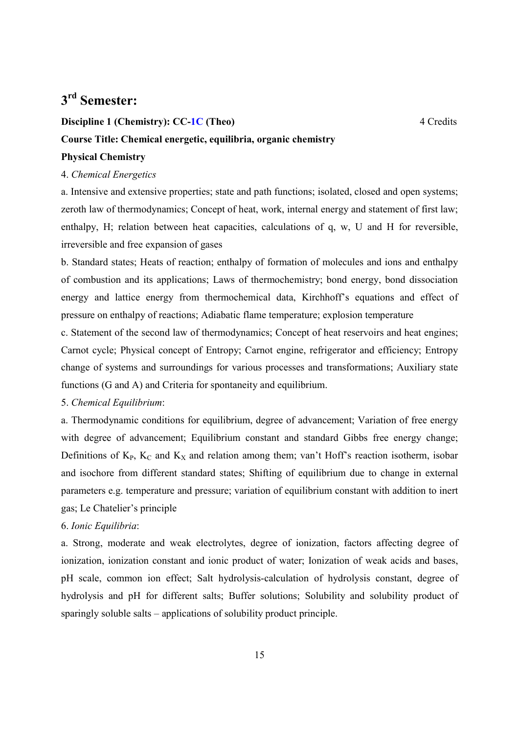# 3rd Semester:

**Discipline 1 (Chemistry): CC-1C (Theo)** 4 Credits

**Course Title: Chemical energetic, equilibria, organic chemistry**

**Physical Chemistry**

4. *Chemical Energetics*

a. Intensive and extensive properties; state and path functions; isolated, closed and open systems; zeroth law of thermodynamics; Concept of heat, work, internal energy and statement of first law; enthalpy, H; relation between heat capacities, calculations of q, w, U and H for reversible, irreversible and free expansion of gases

b. Standard states; Heats of reaction; enthalpy of formation of molecules and ions and enthalpy of combustion and its applications; Laws of thermochemistry; bond energy, bond dissociation energy and lattice energy from thermochemical data, Kirchhoff's equations and effect of pressure on enthalpy of reactions; Adiabatic flame temperature; explosion temperature

c. Statement of the second law of thermodynamics; Concept of heat reservoirs and heat engines; Carnot cycle; Physical concept of Entropy; Carnot engine, refrigerator and efficiency; Entropy change of systems and surroundings for various processes and transformations; Auxiliary state functions (G and A) and Criteria for spontaneity and equilibrium.

5. *Chemical Equilibrium*:

a. Thermodynamic conditions for equilibrium, degree of advancement; Variation of free energy with degree of advancement; Equilibrium constant and standard Gibbs free energy change; Definitions of $K_P$, $K_C$ and $K_X$ and relation among them; van't Hoff's reaction isotherm, isobar and isochore from different standard states; Shifting of equilibrium due to change in external parameters e.g. temperature and pressure; variation of equilibrium constant with addition to inert gas; Le Chatelier's principle

6. *Ionic Equilibria*:

a. Strong, moderate and weak electrolytes, degree of ionization, factors affecting degree of ionization, ionization constant and ionic product of water; Ionization of weak acids and bases, pH scale, common ion effect; Salt hydrolysis-calculation of hydrolysis constant, degree of hydrolysis and pH for different salts; Buffer solutions; Solubility and solubility product of sparingly soluble salts – applications of solubility product principle.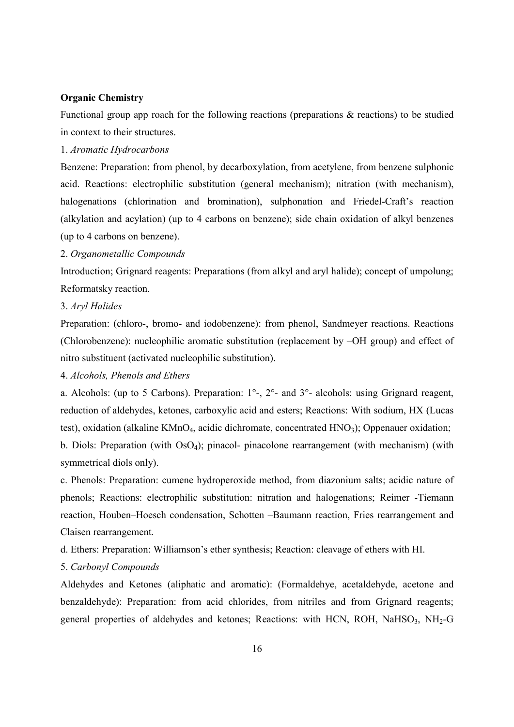**Organic Chemistry**

Functional group app roach for the following reactions (preparations & reactions) to be studied in context to their structures.

1. *Aromatic Hydrocarbons*

Benzene: Preparation: from phenol, by decarboxylation, from acetylene, from benzene sulphonic acid. Reactions: electrophilic substitution (general mechanism); nitration (with mechanism), halogenations (chlorination and bromination), sulphonation and Friedel-Craft's reaction (alkylation and acylation) (up to 4 carbons on benzene); side chain oxidation of alkyl benzenes (up to 4 carbons on benzene).

2. *Organometallic Compounds*

Introduction; Grignard reagents: Preparations (from alkyl and aryl halide); concept of umpolung; Reformatsky reaction.

3. *Aryl Halides*

Preparation: (chloro-, bromo- and iodobenzene): from phenol, Sandmeyer reactions. Reactions (Chlorobenzene): nucleophilic aromatic substitution (replacement by –OH group) and effect of nitro substituent (activated nucleophilic substitution).

4. *Alcohols, Phenols and Ethers*

a. Alcohols: (up to 5 Carbons). Preparation: 1°-, 2°- and 3°- alcohols: using Grignard reagent, reduction of aldehydes, ketones, carboxylic acid and esters; Reactions: With sodium, HX (Lucas test), oxidation (alkaline $KMnO_4$, acidic dichromate, concentrated $HNO_3$); Oppenauer oxidation;

b. Diols: Preparation (with $OsO_4$); pinacol- pinacolone rearrangement (with mechanism) (with symmetrical diols only).

c. Phenols: Preparation: cumene hydroperoxide method, from diazonium salts; acidic nature of phenols; Reactions: electrophilic substitution: nitration and halogenations; Reimer -Tiemann reaction, Houben–Hoesch condensation, Schotten –Baumann reaction, Fries rearrangement and Claisen rearrangement.

d. Ethers: Preparation: Williamson's ether synthesis; Reaction: cleavage of ethers with HI.

5. *Carbonyl Compounds*

Aldehydes and Ketones (aliphatic and aromatic): (Formaldehye, acetaldehyde, acetone and benzaldehyde): Preparation: from acid chlorides, from nitriles and from Grignard reagents; general properties of aldehydes and ketones; Reactions: with HCN, ROH, $NaHSO_3$, $NH_2$-G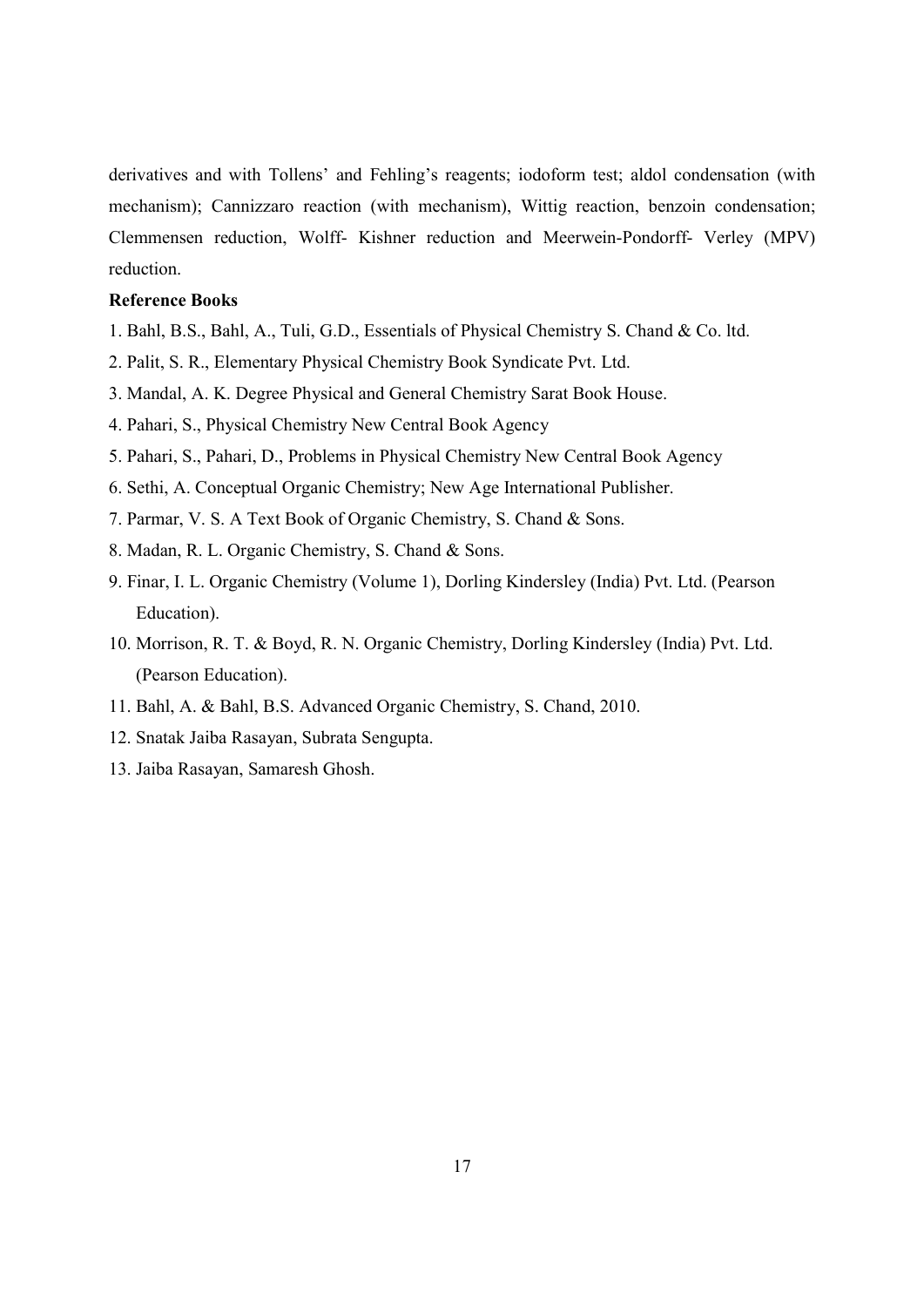derivatives and with Tollens' and Fehling's reagents; iodoform test; aldol condensation (with mechanism); Cannizzaro reaction (with mechanism), Wittig reaction, benzoin condensation; Clemmensen reduction, Wolff- Kishner reduction and Meerwein-Pondorff- Verley (MPV) reduction.

**Reference Books**

1. Bahl, B.S., Bahl, A., Tuli, G.D., Essentials of Physical Chemistry S. Chand & Co. ltd.
2. Palit, S. R., Elementary Physical Chemistry Book Syndicate Pvt. Ltd.
3. Mandal, A. K. Degree Physical and General Chemistry Sarat Book House.
4. Pahari, S., Physical Chemistry New Central Book Agency
5. Pahari, S., Pahari, D., Problems in Physical Chemistry New Central Book Agency
6. Sethi, A. Conceptual Organic Chemistry; New Age International Publisher.
7. Parmar, V. S. A Text Book of Organic Chemistry, S. Chand & Sons.
8. Madan, R. L. Organic Chemistry, S. Chand & Sons.
9. Finar, I. L. Organic Chemistry (Volume 1), Dorling Kindersley (India) Pvt. Ltd. (Pearson Education).
10. Morrison, R. T. & Boyd, R. N. Organic Chemistry, Dorling Kindersley (India) Pvt. Ltd. (Pearson Education).
11. Bahl, A. & Bahl, B.S. Advanced Organic Chemistry, S. Chand, 2010.
12. Snatak Jaiba Rasayan, Subrata Sengupta.
13. Jaiba Rasayan, Samaresh Ghosh.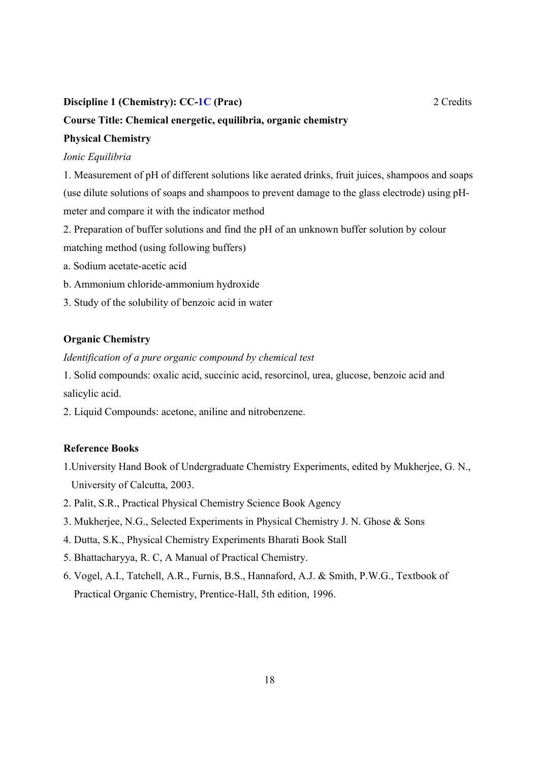**Discipline 1 (Chemistry): CC-1C (Prac)** 2 Credits

**Course Title: Chemical energetic, equilibria, organic chemistry**

**Physical Chemistry**

*Ionic Equilibria*

1. Measurement of pH of different solutions like aerated drinks, fruit juices, shampoos and soaps (use dilute solutions of soaps and shampoos to prevent damage to the glass electrode) using pH-meter and compare it with the indicator method
2. Preparation of buffer solutions and find the pH of an unknown buffer solution by colour matching method (using following buffers)

a. Sodium acetate-acetic acid

b. Ammonium chloride-ammonium hydroxide

3. Study of the solubility of benzoic acid in water

**Organic Chemistry**

*Identification of a pure organic compound by chemical test*

1. Solid compounds: oxalic acid, succinic acid, resorcinol, urea, glucose, benzoic acid and salicylic acid.
2. Liquid Compounds: acetone, aniline and nitrobenzene.

**Reference Books**

1. University Hand Book of Undergraduate Chemistry Experiments, edited by Mukherjee, G. N., University of Calcutta, 2003.
2. Palit, S.R., Practical Physical Chemistry Science Book Agency
3. Mukherjee, N.G., Selected Experiments in Physical Chemistry J. N. Ghose & Sons
4. Dutta, S.K., Physical Chemistry Experiments Bharati Book Stall
5. Bhattacharyya, R. C, A Manual of Practical Chemistry.
6. Vogel, A.I., Tatchell, A.R., Furnis, B.S., Hannaford, A.J. & Smith, P.W.G., Textbook of Practical Organic Chemistry, Prentice-Hall, 5th edition, 1996.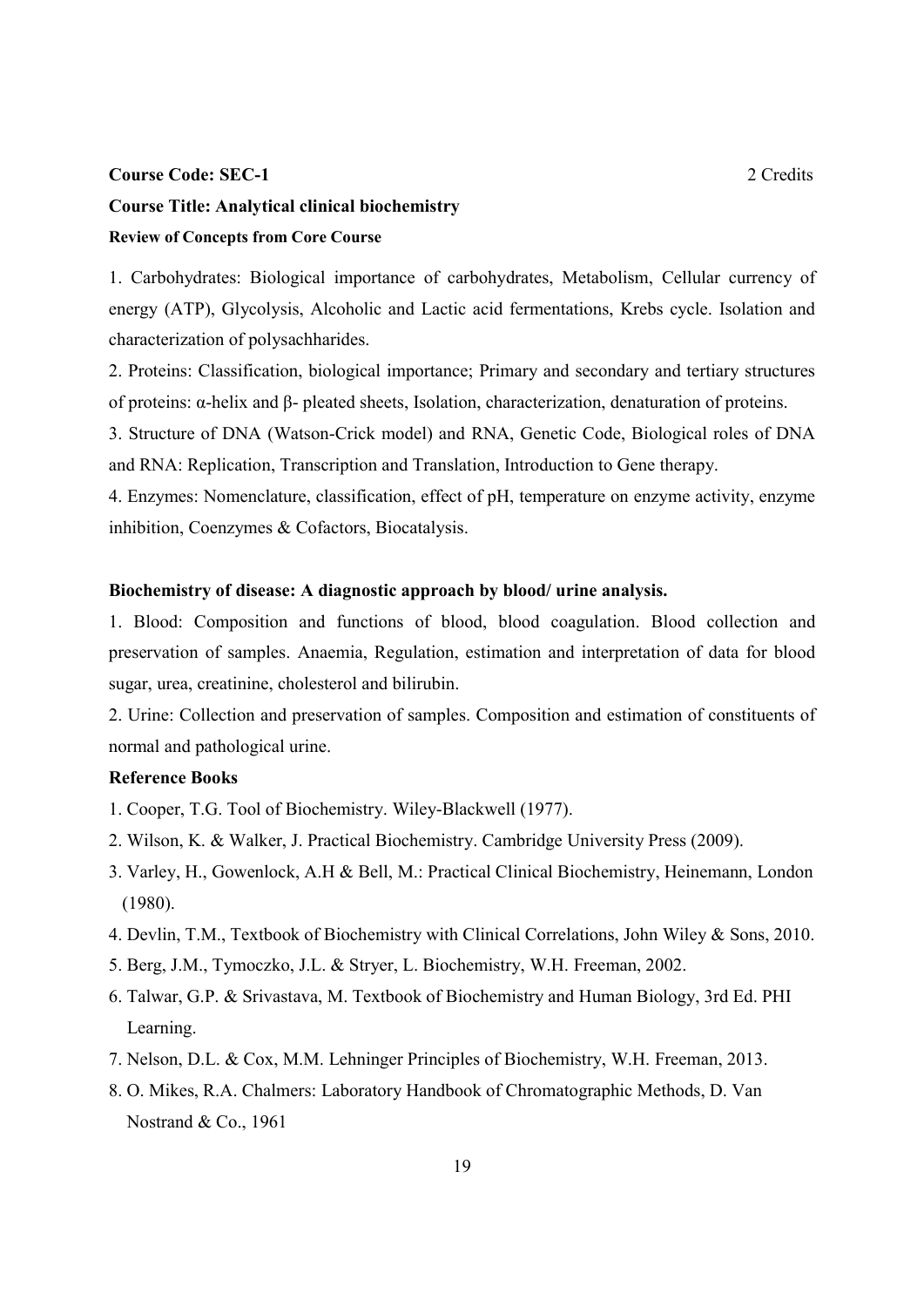**Course Code: SEC-1** 2 Credits

**Course Title: Analytical clinical biochemistry**

**Review of Concepts from Core Course**

1. Carbohydrates: Biological importance of carbohydrates, Metabolism, Cellular currency of energy (ATP), Glycolysis, Alcoholic and Lactic acid fermentations, Krebs cycle. Isolation and characterization of polysachharides.

2. Proteins: Classification, biological importance; Primary and secondary and tertiary structures of proteins: α-helix and β- pleated sheets, Isolation, characterization, denaturation of proteins.

3. Structure of DNA (Watson-Crick model) and RNA, Genetic Code, Biological roles of DNA and RNA: Replication, Transcription and Translation, Introduction to Gene therapy.

4. Enzymes: Nomenclature, classification, effect of pH, temperature on enzyme activity, enzyme inhibition, Coenzymes & Cofactors, Biocatalysis.

**Biochemistry of disease: A diagnostic approach by blood/ urine analysis.**

1. Blood: Composition and functions of blood, blood coagulation. Blood collection and preservation of samples. Anaemia, Regulation, estimation and interpretation of data for blood sugar, urea, creatinine, cholesterol and bilirubin.

2. Urine: Collection and preservation of samples. Composition and estimation of constituents of normal and pathological urine.

**Reference Books**

1. Cooper, T.G. Tool of Biochemistry. Wiley-Blackwell (1977).
2. Wilson, K. & Walker, J. Practical Biochemistry. Cambridge University Press (2009).
3. Varley, H., Gowenlock, A.H & Bell, M.: Practical Clinical Biochemistry, Heinemann, London (1980).
4. Devlin, T.M., Textbook of Biochemistry with Clinical Correlations, John Wiley & Sons, 2010.
5. Berg, J.M., Tymoczko, J.L. & Stryer, L. Biochemistry, W.H. Freeman, 2002.
6. Talwar, G.P. & Srivastava, M. Textbook of Biochemistry and Human Biology, 3rd Ed. PHI Learning.
7. Nelson, D.L. & Cox, M.M. Lehninger Principles of Biochemistry, W.H. Freeman, 2013.
8. O. Mikes, R.A. Chalmers: Laboratory Handbook of Chromatographic Methods, D. Van Nostrand & Co., 1961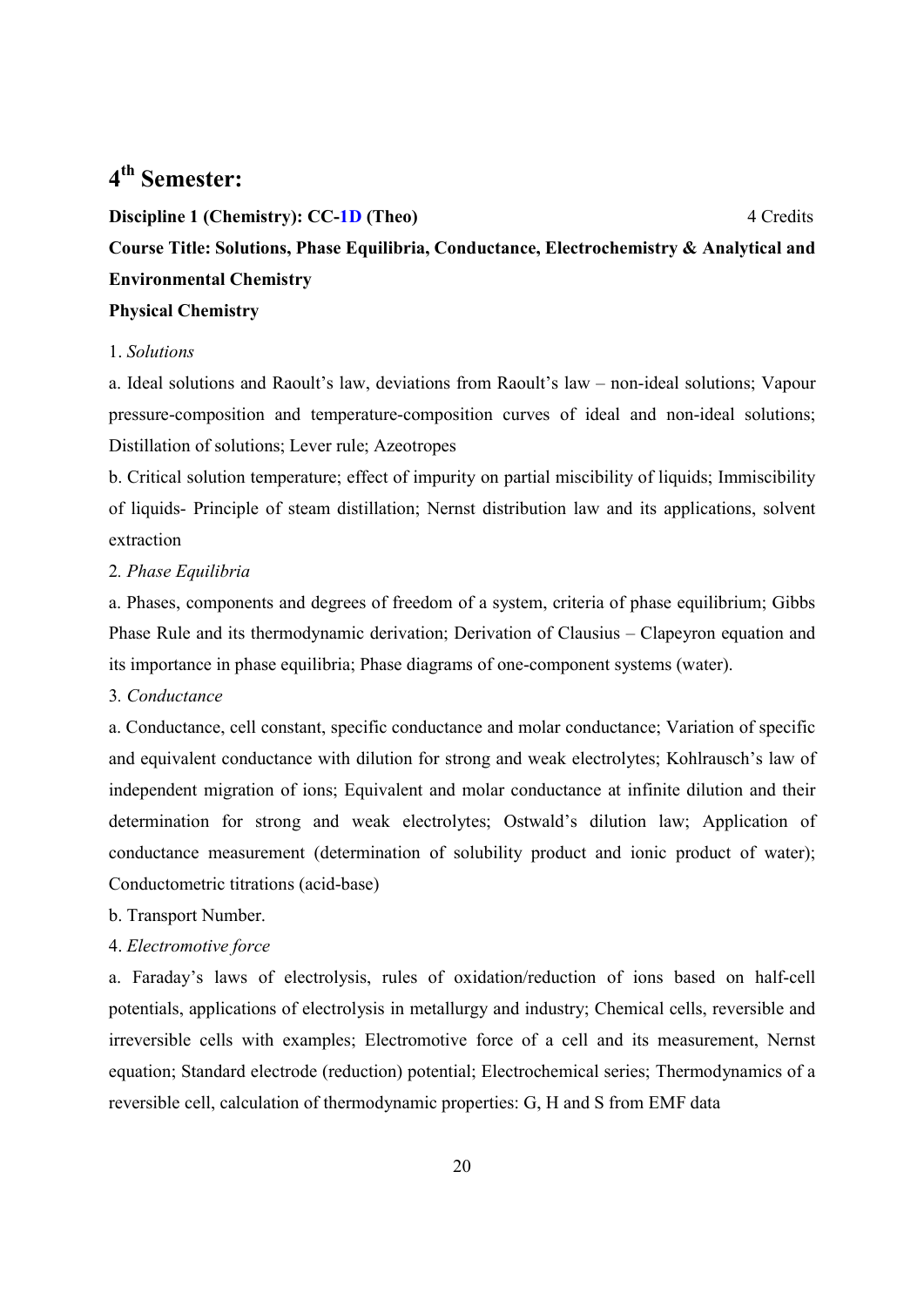# 4th Semester:

**Discipline 1 (Chemistry): CC-1D (Theo)** 4 Credits

**Course Title: Solutions, Phase Equilibria, Conductance, Electrochemistry & Analytical and Environmental Chemistry**

**Physical Chemistry**

1. *Solutions*

a. Ideal solutions and Raoult's law, deviations from Raoult's law – non-ideal solutions; Vapour pressure-composition and temperature-composition curves of ideal and non-ideal solutions; Distillation of solutions; Lever rule; Azeotropes

b. Critical solution temperature; effect of impurity on partial miscibility of liquids; Immiscibility of liquids- Principle of steam distillation; Nernst distribution law and its applications, solvent extraction

2. *Phase Equilibria*

a. Phases, components and degrees of freedom of a system, criteria of phase equilibrium; Gibbs Phase Rule and its thermodynamic derivation; Derivation of Clausius – Clapeyron equation and its importance in phase equilibria; Phase diagrams of one-component systems (water).

3. *Conductance*

a. Conductance, cell constant, specific conductance and molar conductance; Variation of specific and equivalent conductance with dilution for strong and weak electrolytes; Kohlrausch's law of independent migration of ions; Equivalent and molar conductance at infinite dilution and their determination for strong and weak electrolytes; Ostwald's dilution law; Application of conductance measurement (determination of solubility product and ionic product of water); Conductometric titrations (acid-base)

b. Transport Number.

4. *Electromotive force*

a. Faraday's laws of electrolysis, rules of oxidation/reduction of ions based on half-cell potentials, applications of electrolysis in metallurgy and industry; Chemical cells, reversible and irreversible cells with examples; Electromotive force of a cell and its measurement, Nernst equation; Standard electrode (reduction) potential; Electrochemical series; Thermodynamics of a reversible cell, calculation of thermodynamic properties: G, H and S from EMF data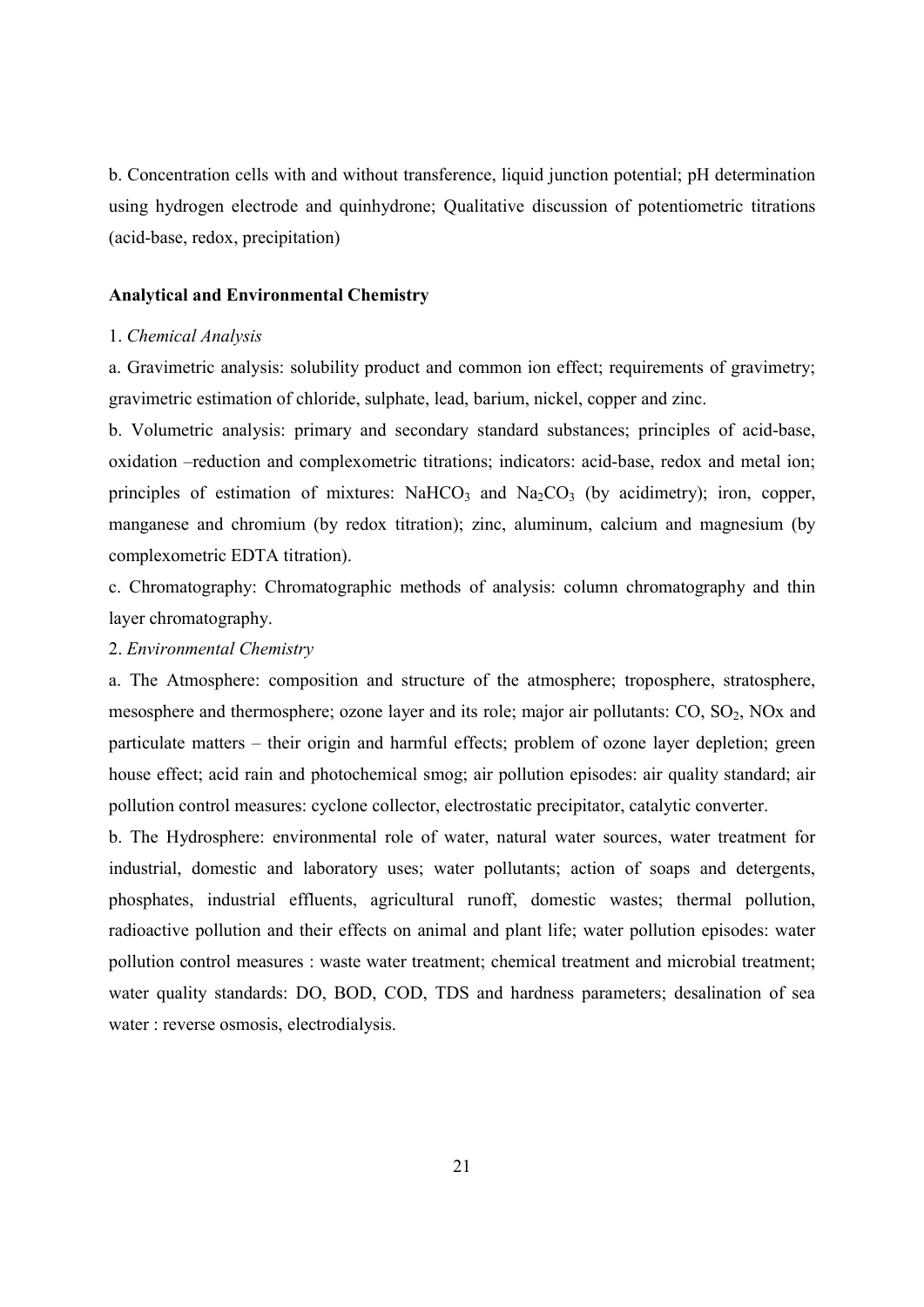b. Concentration cells with and without transference, liquid junction potential; pH determination using hydrogen electrode and quinhydrone; Qualitative discussion of potentiometric titrations (acid-base, redox, precipitation)

**Analytical and Environmental Chemistry**

1. *Chemical Analysis*

a. Gravimetric analysis: solubility product and common ion effect; requirements of gravimetry; gravimetric estimation of chloride, sulphate, lead, barium, nickel, copper and zinc.

b. Volumetric analysis: primary and secondary standard substances; principles of acid-base, oxidation –reduction and complexometric titrations; indicators: acid-base, redox and metal ion; principles of estimation of mixtures: $NaHCO_3$ and $Na_2CO_3$ (by acidimetry); iron, copper, manganese and chromium (by redox titration); zinc, aluminum, calcium and magnesium (by complexometric EDTA titration).

c. Chromatography: Chromatographic methods of analysis: column chromatography and thin layer chromatography.

2. *Environmental Chemistry*

a. The Atmosphere: composition and structure of the atmosphere; troposphere, stratosphere, mesosphere and thermosphere; ozone layer and its role; major air pollutants: CO, $SO_2$, NOx and particulate matters – their origin and harmful effects; problem of ozone layer depletion; green house effect; acid rain and photochemical smog; air pollution episodes: air quality standard; air pollution control measures: cyclone collector, electrostatic precipitator, catalytic converter.

b. The Hydrosphere: environmental role of water, natural water sources, water treatment for industrial, domestic and laboratory uses; water pollutants; action of soaps and detergents, phosphates, industrial effluents, agricultural runoff, domestic wastes; thermal pollution, radioactive pollution and their effects on animal and plant life; water pollution episodes: water pollution control measures : waste water treatment; chemical treatment and microbial treatment; water quality standards: DO, BOD, COD, TDS and hardness parameters; desalination of sea water : reverse osmosis, electrodialysis.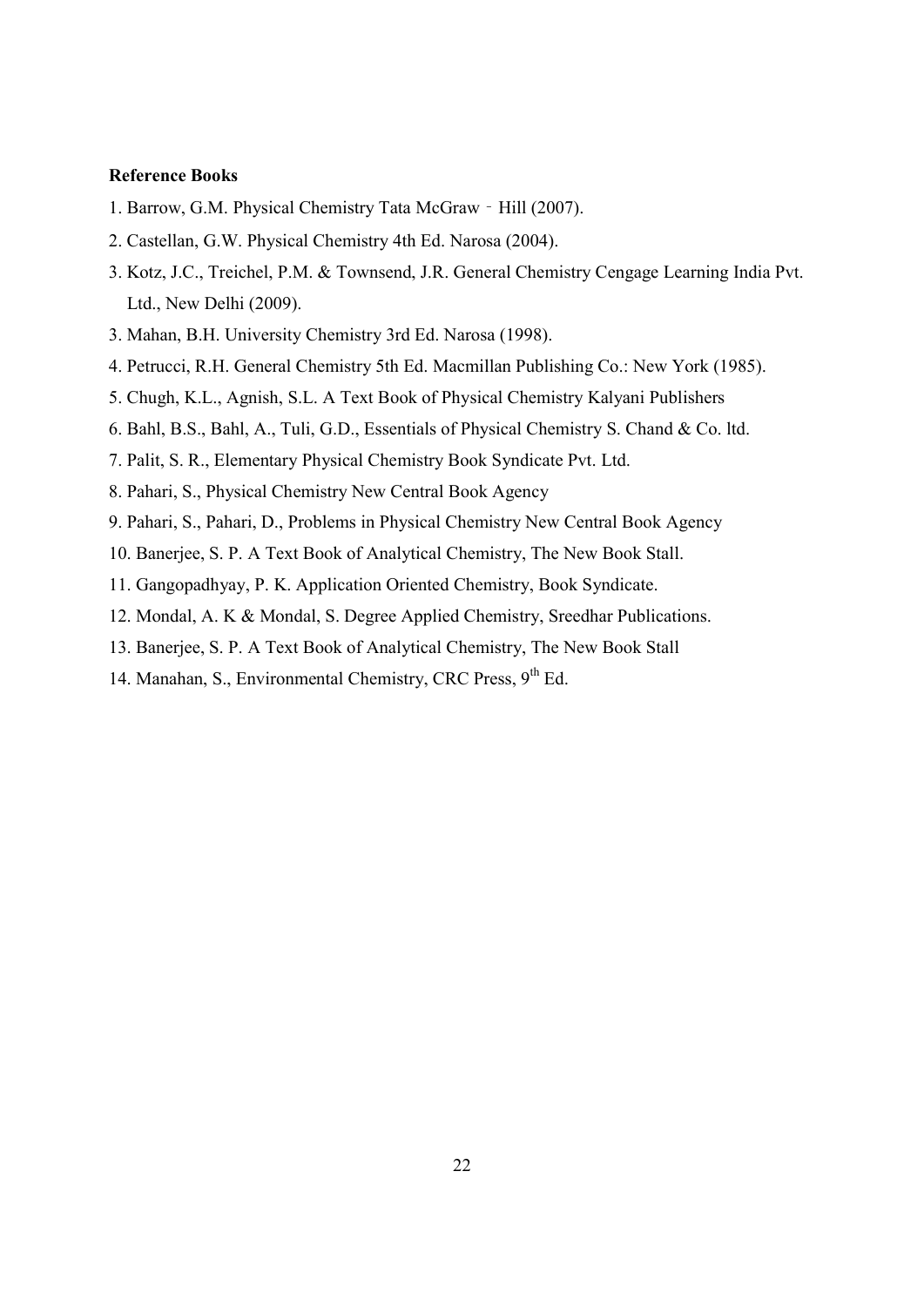**Reference Books**

1. Barrow, G.M. Physical Chemistry Tata McGraw‐Hill (2007).
2. Castellan, G.W. Physical Chemistry 4th Ed. Narosa (2004).
3. Kotz, J.C., Treichel, P.M. & Townsend, J.R. General Chemistry Cengage Learning India Pvt. Ltd., New Delhi (2009).
3. Mahan, B.H. University Chemistry 3rd Ed. Narosa (1998).
4. Petrucci, R.H. General Chemistry 5th Ed. Macmillan Publishing Co.: New York (1985).
5. Chugh, K.L., Agnish, S.L. A Text Book of Physical Chemistry Kalyani Publishers
6. Bahl, B.S., Bahl, A., Tuli, G.D., Essentials of Physical Chemistry S. Chand & Co. ltd.
7. Palit, S. R., Elementary Physical Chemistry Book Syndicate Pvt. Ltd.
8. Pahari, S., Physical Chemistry New Central Book Agency
9. Pahari, S., Pahari, D., Problems in Physical Chemistry New Central Book Agency
10. Banerjee, S. P. A Text Book of Analytical Chemistry, The New Book Stall.
11. Gangopadhyay, P. K. Application Oriented Chemistry, Book Syndicate.
12. Mondal, A. K & Mondal, S. Degree Applied Chemistry, Sreedhar Publications.
13. Banerjee, S. P. A Text Book of Analytical Chemistry, The New Book Stall
14. Manahan, S., Environmental Chemistry, CRC Press, 9th Ed.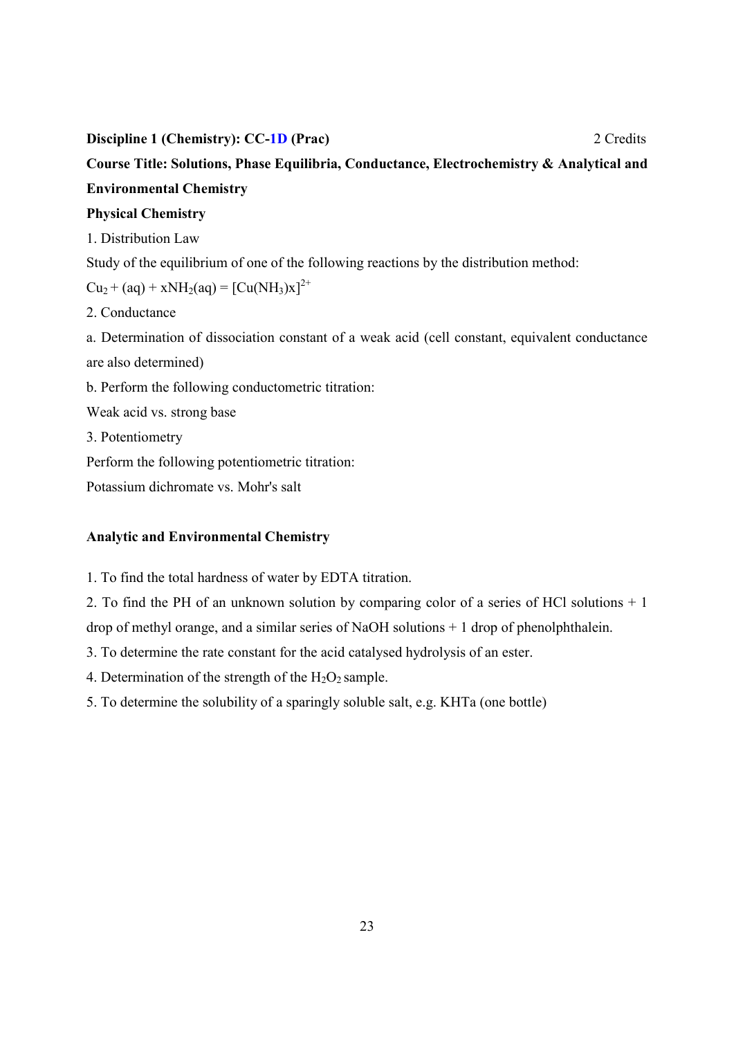**Discipline 1 (Chemistry): CC-1D (Prac)** 2 Credits

**Course Title: Solutions, Phase Equilibria, Conductance, Electrochemistry & Analytical and Environmental Chemistry**

**Physical Chemistry**

1. Distribution Law

Study of the equilibrium of one of the following reactions by the distribution method:

$Cu_2 + (aq) + xNH_2(aq) = [Cu(NH_3)x]^{2+}$

2. Conductance

a. Determination of dissociation constant of a weak acid (cell constant, equivalent conductance are also determined)

b. Perform the following conductometric titration:

Weak acid vs. strong base

3. Potentiometry

Perform the following potentiometric titration:

Potassium dichromate vs. Mohr's salt

**Analytic and Environmental Chemistry**

1. To find the total hardness of water by EDTA titration.
2. To find the PH of an unknown solution by comparing color of a series of HCl solutions + 1 drop of methyl orange, and a similar series of NaOH solutions + 1 drop of phenolphthalein.
3. To determine the rate constant for the acid catalysed hydrolysis of an ester.
4. Determination of the strength of the $H_2O_2$ sample.
5. To determine the solubility of a sparingly soluble salt, e.g. KHTa (one bottle)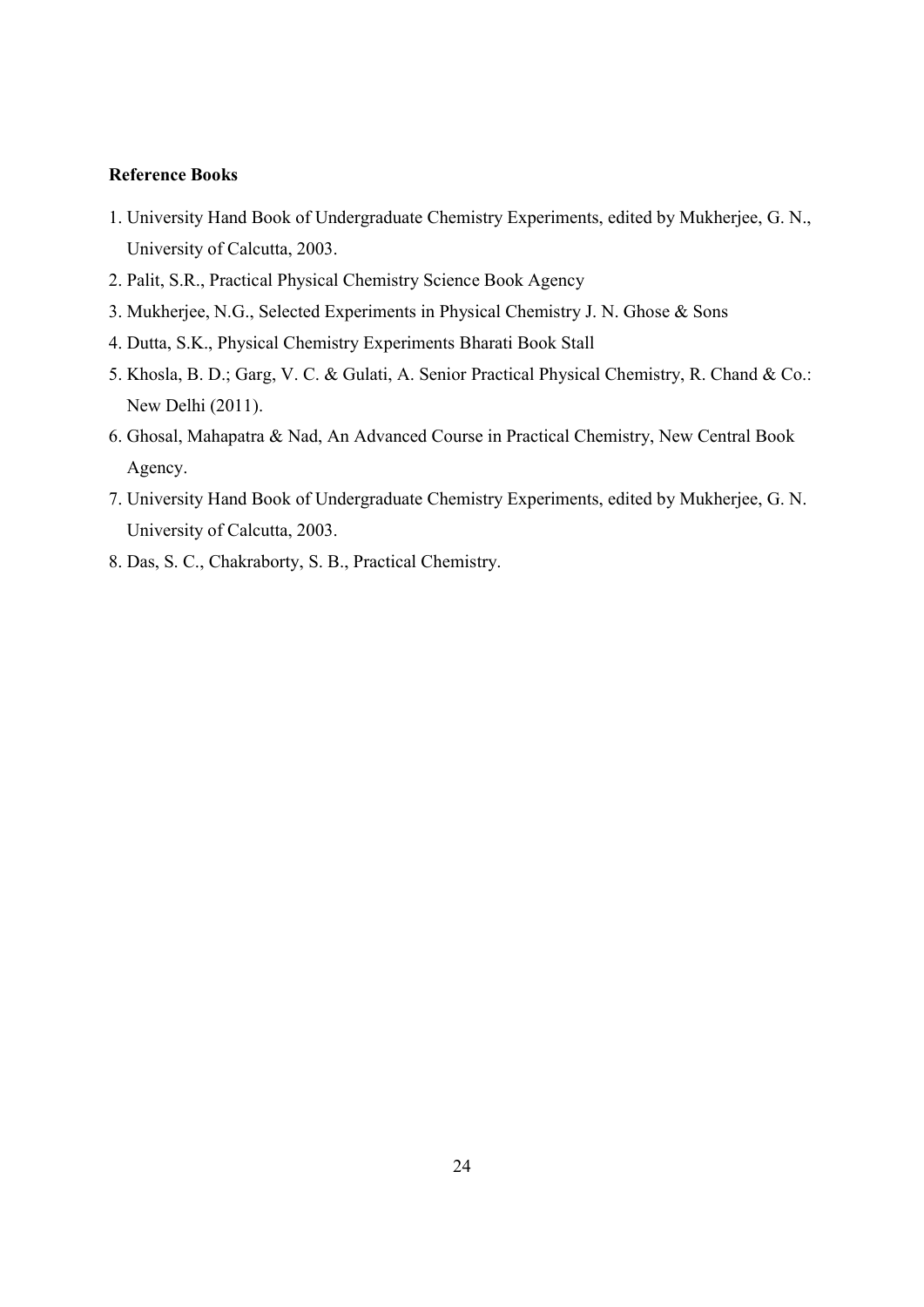**Reference Books**

1. University Hand Book of Undergraduate Chemistry Experiments, edited by Mukherjee, G. N., University of Calcutta, 2003.
2. Palit, S.R., Practical Physical Chemistry Science Book Agency
3. Mukherjee, N.G., Selected Experiments in Physical Chemistry J. N. Ghose & Sons
4. Dutta, S.K., Physical Chemistry Experiments Bharati Book Stall
5. Khosla, B. D.; Garg, V. C. & Gulati, A. Senior Practical Physical Chemistry, R. Chand & Co.: New Delhi (2011).
6. Ghosal, Mahapatra & Nad, An Advanced Course in Practical Chemistry, New Central Book Agency.
7. University Hand Book of Undergraduate Chemistry Experiments, edited by Mukherjee, G. N. University of Calcutta, 2003.
8. Das, S. C., Chakraborty, S. B., Practical Chemistry.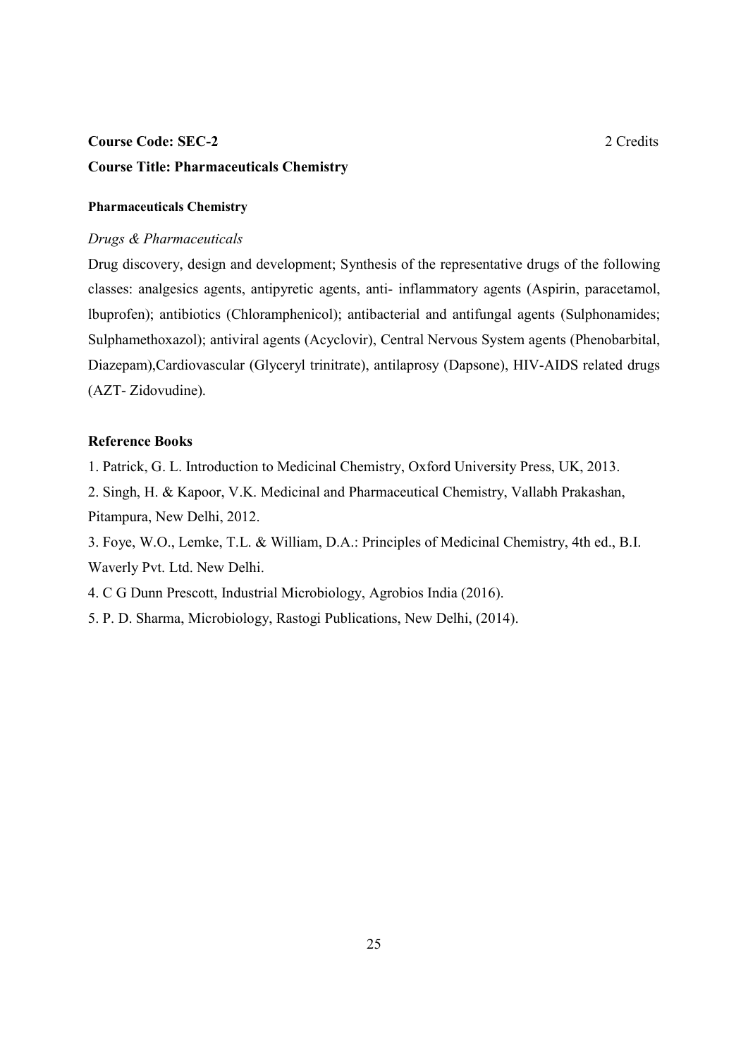**Course Code: SEC-2** 2 Credits

**Course Title: Pharmaceuticals Chemistry**

**Pharmaceuticals Chemistry**

*Drugs & Pharmaceuticals*

Drug discovery, design and development; Synthesis of the representative drugs of the following classes: analgesics agents, antipyretic agents, anti- inflammatory agents (Aspirin, paracetamol, lbuprofen); antibiotics (Chloramphenicol); antibacterial and antifungal agents (Sulphonamides; Sulphamethoxazol); antiviral agents (Acyclovir), Central Nervous System agents (Phenobarbital, Diazepam),Cardiovascular (Glyceryl trinitrate), antilaprosy (Dapsone), HIV-AIDS related drugs (AZT- Zidovudine).

**Reference Books**

1. Patrick, G. L. Introduction to Medicinal Chemistry, Oxford University Press, UK, 2013.
2. Singh, H. & Kapoor, V.K. Medicinal and Pharmaceutical Chemistry, Vallabh Prakashan, Pitampura, New Delhi, 2012.
3. Foye, W.O., Lemke, T.L. & William, D.A.: Principles of Medicinal Chemistry, 4th ed., B.I. Waverly Pvt. Ltd. New Delhi.
4. C G Dunn Prescott, Industrial Microbiology, Agrobios India (2016).
5. P. D. Sharma, Microbiology, Rastogi Publications, New Delhi, (2014).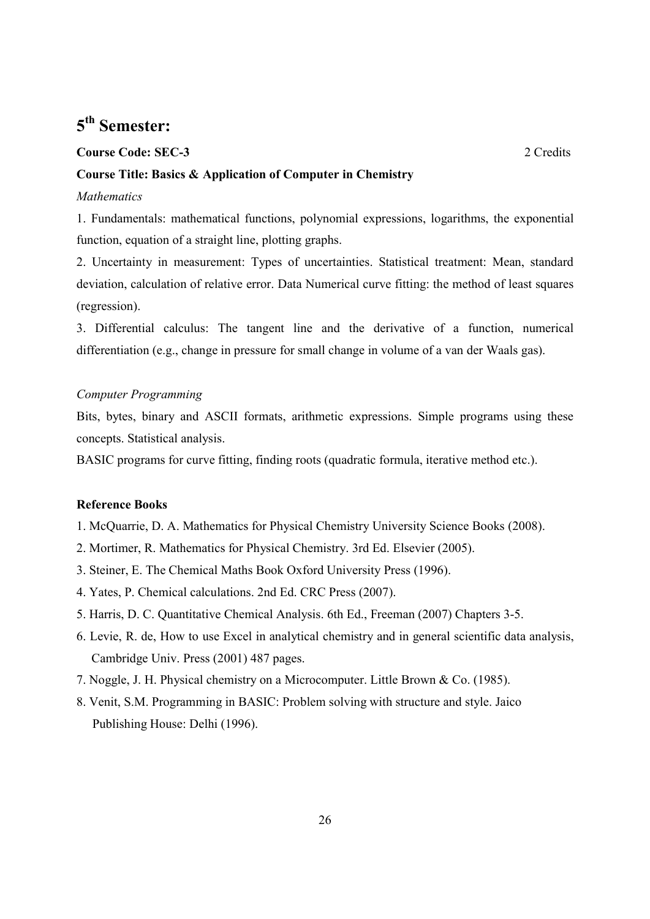# 5th Semester:

**Course Code: SEC-3** 2 Credits

**Course Title: Basics & Application of Computer in Chemistry**

*Mathematics*

1. Fundamentals: mathematical functions, polynomial expressions, logarithms, the exponential function, equation of a straight line, plotting graphs.

2. Uncertainty in measurement: Types of uncertainties. Statistical treatment: Mean, standard deviation, calculation of relative error. Data Numerical curve fitting: the method of least squares (regression).

3. Differential calculus: The tangent line and the derivative of a function, numerical differentiation (e.g., change in pressure for small change in volume of a van der Waals gas).

*Computer Programming*

Bits, bytes, binary and ASCII formats, arithmetic expressions. Simple programs using these concepts. Statistical analysis.

BASIC programs for curve fitting, finding roots (quadratic formula, iterative method etc.).

**Reference Books**

1. McQuarrie, D. A. Mathematics for Physical Chemistry University Science Books (2008).
2. Mortimer, R. Mathematics for Physical Chemistry. 3rd Ed. Elsevier (2005).
3. Steiner, E. The Chemical Maths Book Oxford University Press (1996).
4. Yates, P. Chemical calculations. 2nd Ed. CRC Press (2007).
5. Harris, D. C. Quantitative Chemical Analysis. 6th Ed., Freeman (2007) Chapters 3-5.
6. Levie, R. de, How to use Excel in analytical chemistry and in general scientific data analysis, Cambridge Univ. Press (2001) 487 pages.
7. Noggle, J. H. Physical chemistry on a Microcomputer. Little Brown & Co. (1985).
8. Venit, S.M. Programming in BASIC: Problem solving with structure and style. Jaico Publishing House: Delhi (1996).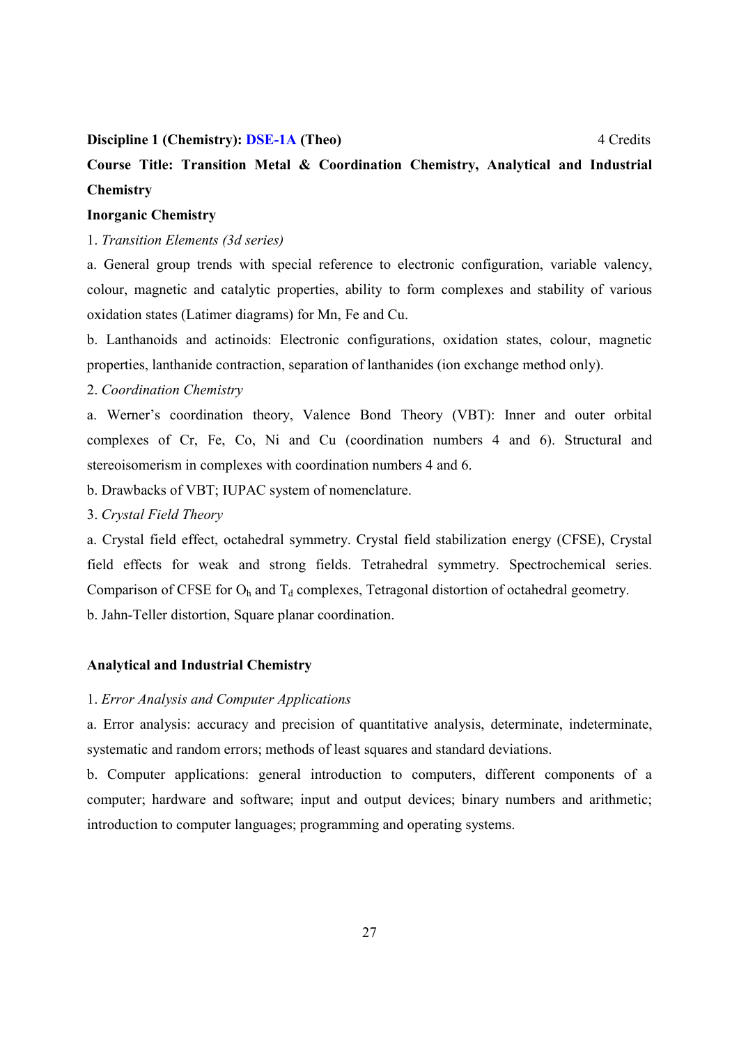**Discipline 1 (Chemistry): DSE-1A (Theo)** 4 Credits

**Course Title: Transition Metal & Coordination Chemistry, Analytical and Industrial Chemistry**

**Inorganic Chemistry**

1. *Transition Elements (3d series)*

a. General group trends with special reference to electronic configuration, variable valency, colour, magnetic and catalytic properties, ability to form complexes and stability of various oxidation states (Latimer diagrams) for Mn, Fe and Cu.

b. Lanthanoids and actinoids: Electronic configurations, oxidation states, colour, magnetic properties, lanthanide contraction, separation of lanthanides (ion exchange method only).

2. *Coordination Chemistry*

a. Werner's coordination theory, Valence Bond Theory (VBT): Inner and outer orbital complexes of Cr, Fe, Co, Ni and Cu (coordination numbers 4 and 6). Structural and stereoisomerism in complexes with coordination numbers 4 and 6.

b. Drawbacks of VBT; IUPAC system of nomenclature.

3. *Crystal Field Theory*

a. Crystal field effect, octahedral symmetry. Crystal field stabilization energy (CFSE), Crystal field effects for weak and strong fields. Tetrahedral symmetry. Spectrochemical series. Comparison of CFSE for $O_h$ and $T_d$ complexes, Tetragonal distortion of octahedral geometry.

b. Jahn-Teller distortion, Square planar coordination.

**Analytical and Industrial Chemistry**

1. *Error Analysis and Computer Applications*

a. Error analysis: accuracy and precision of quantitative analysis, determinate, indeterminate, systematic and random errors; methods of least squares and standard deviations.

b. Computer applications: general introduction to computers, different components of a computer; hardware and software; input and output devices; binary numbers and arithmetic; introduction to computer languages; programming and operating systems.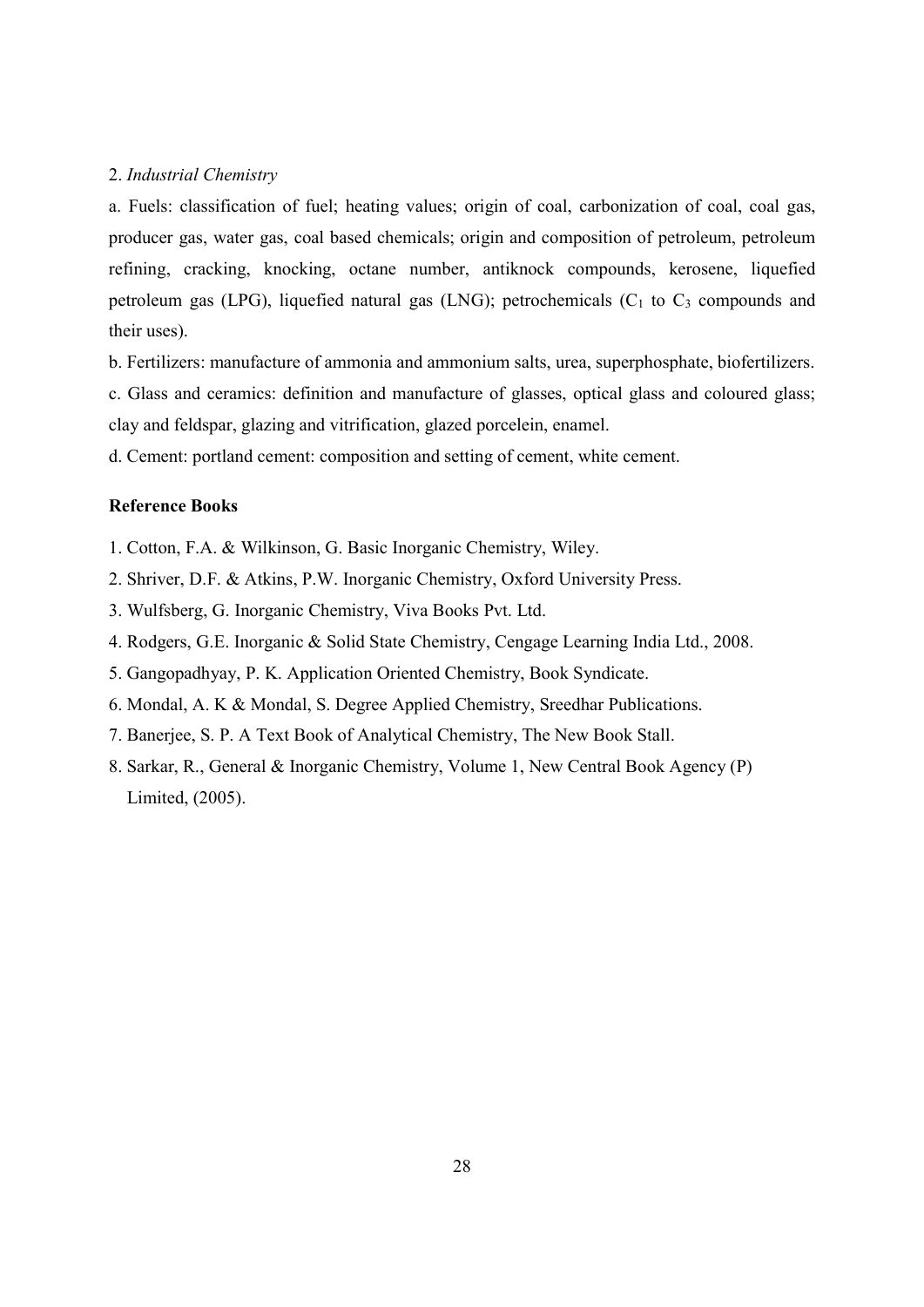2. *Industrial Chemistry*

a. Fuels: classification of fuel; heating values; origin of coal, carbonization of coal, coal gas, producer gas, water gas, coal based chemicals; origin and composition of petroleum, petroleum refining, cracking, knocking, octane number, antiknock compounds, kerosene, liquefied petroleum gas (LPG), liquefied natural gas (LNG); petrochemicals ($C_1$ to $C_3$ compounds and their uses).

b. Fertilizers: manufacture of ammonia and ammonium salts, urea, superphosphate, biofertilizers.

c. Glass and ceramics: definition and manufacture of glasses, optical glass and coloured glass; clay and feldspar, glazing and vitrification, glazed porcelein, enamel.

d. Cement: portland cement: composition and setting of cement, white cement.

**Reference Books**

1. Cotton, F.A. & Wilkinson, G. Basic Inorganic Chemistry, Wiley.
2. Shriver, D.F. & Atkins, P.W. Inorganic Chemistry, Oxford University Press.
3. Wulfsberg, G. Inorganic Chemistry, Viva Books Pvt. Ltd.
4. Rodgers, G.E. Inorganic & Solid State Chemistry, Cengage Learning India Ltd., 2008.
5. Gangopadhyay, P. K. Application Oriented Chemistry, Book Syndicate.
6. Mondal, A. K & Mondal, S. Degree Applied Chemistry, Sreedhar Publications.
7. Banerjee, S. P. A Text Book of Analytical Chemistry, The New Book Stall.
8. Sarkar, R., General & Inorganic Chemistry, Volume 1, New Central Book Agency (P) Limited, (2005).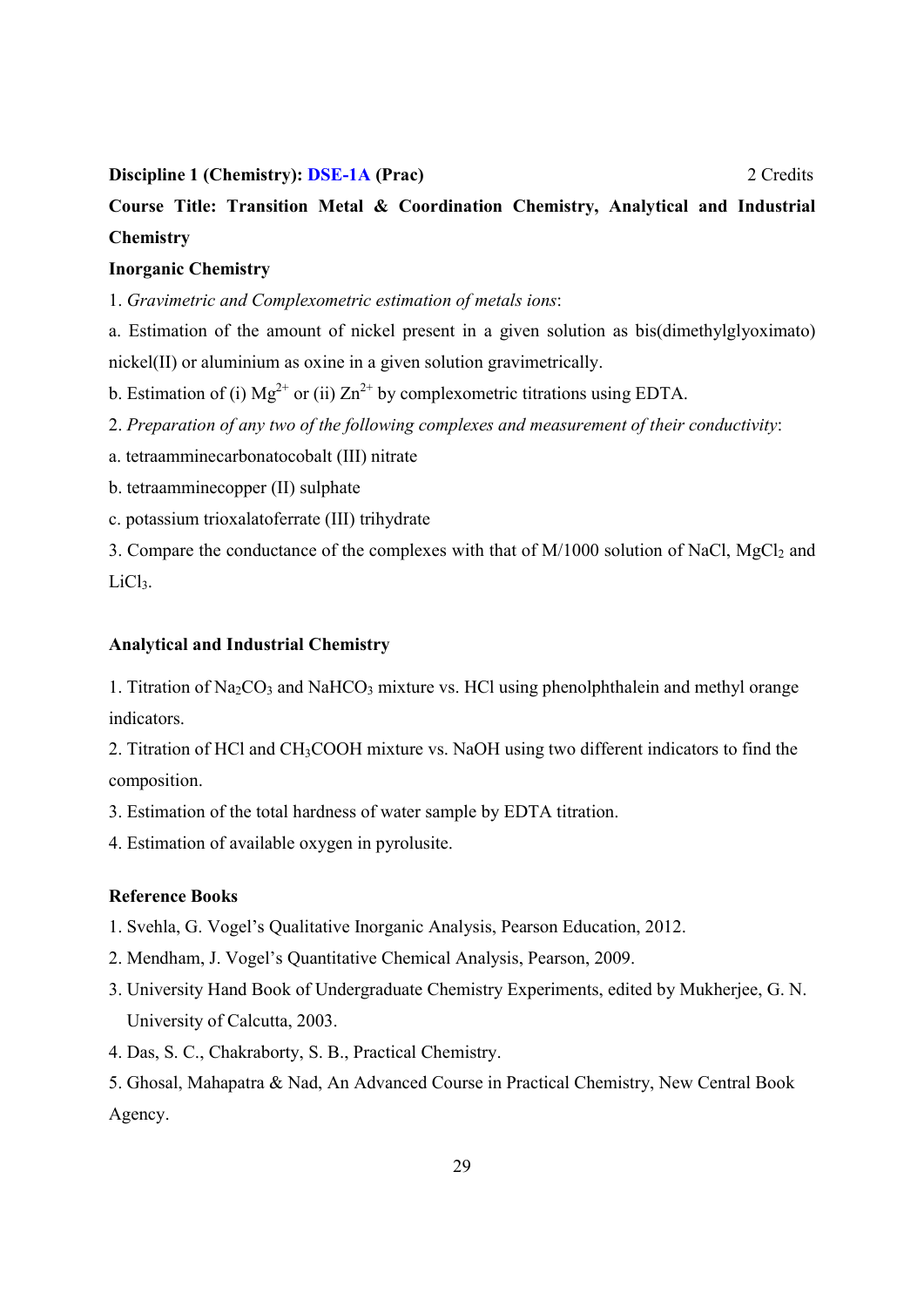**Discipline 1 (Chemistry): DSE-1A (Prac)** 2 Credits

**Course Title: Transition Metal & Coordination Chemistry, Analytical and Industrial Chemistry**

**Inorganic Chemistry**

1. *Gravimetric and Complexometric estimation of metals ions*:

a. Estimation of the amount of nickel present in a given solution as bis(dimethylglyoximato) nickel(II) or aluminium as oxine in a given solution gravimetrically.

b. Estimation of (i) $Mg^{2+}$ or (ii) $Zn^{2+}$ by complexometric titrations using EDTA.

2. *Preparation of any two of the following complexes and measurement of their conductivity*:

a. tetraamminecarbonatocobalt (III) nitrate

b. tetraamminecopper (II) sulphate

c. potassium trioxalatoferrate (III) trihydrate

3. Compare the conductance of the complexes with that of M/1000 solution of NaCl, $MgCl_2$ and $LiCl_3$.

**Analytical and Industrial Chemistry**

1. Titration of $Na_2CO_3$ and $NaHCO_3$ mixture vs. HCl using phenolphthalein and methyl orange indicators.

2. Titration of HCl and $CH_3COOH$ mixture vs. NaOH using two different indicators to find the composition.

3. Estimation of the total hardness of water sample by EDTA titration.

4. Estimation of available oxygen in pyrolusite.

**Reference Books**

1. Svehla, G. Vogel's Qualitative Inorganic Analysis, Pearson Education, 2012.
2. Mendham, J. Vogel's Quantitative Chemical Analysis, Pearson, 2009.
3. University Hand Book of Undergraduate Chemistry Experiments, edited by Mukherjee, G. N. University of Calcutta, 2003.
4. Das, S. C., Chakraborty, S. B., Practical Chemistry.
5. Ghosal, Mahapatra & Nad, An Advanced Course in Practical Chemistry, New Central Book Agency.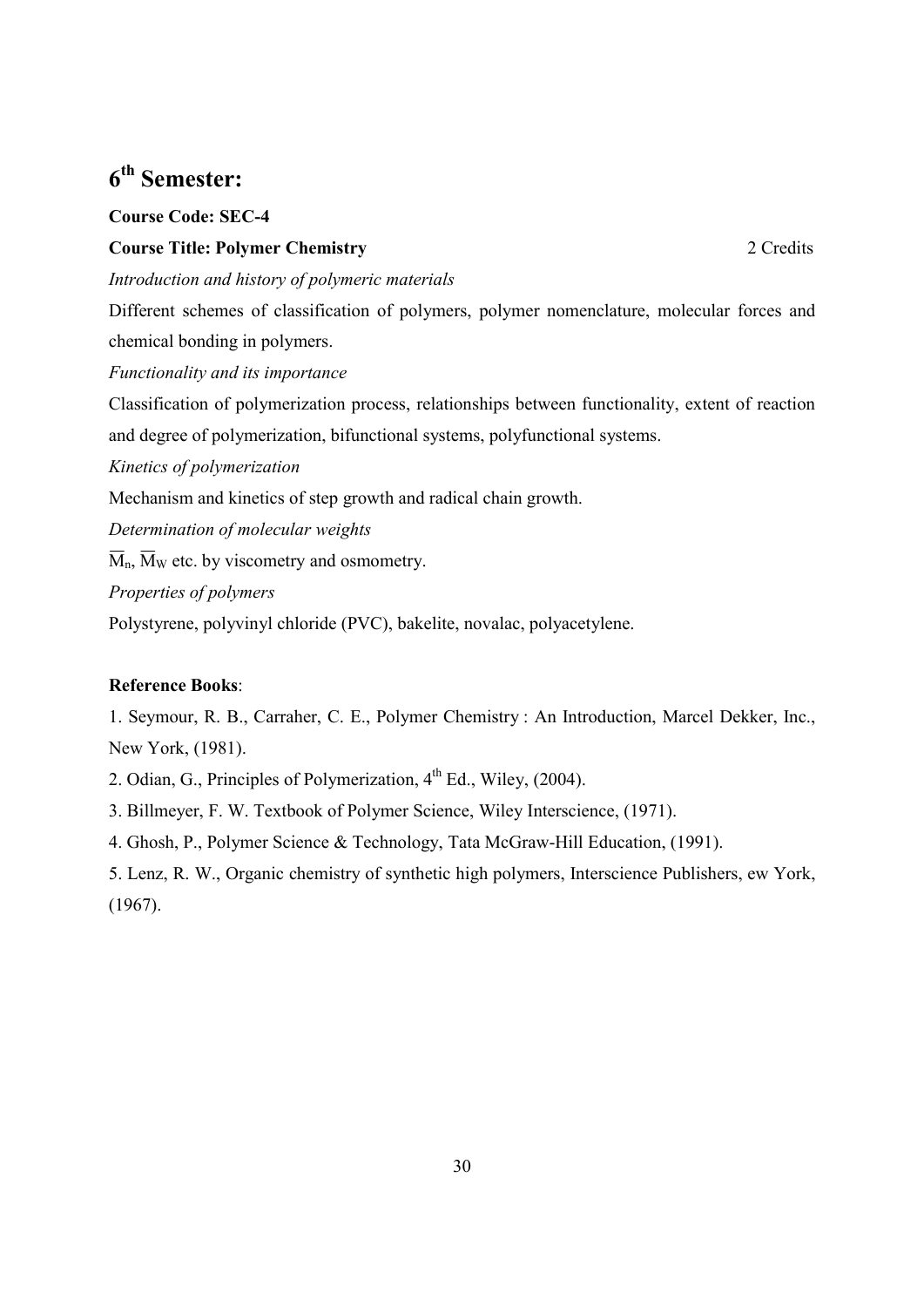# $6^{th}$ Semester:

**Course Code: SEC-4**

**Course Title: Polymer Chemistry** 2 Credits

*Introduction and history of polymeric materials*

Different schemes of classification of polymers, polymer nomenclature, molecular forces and chemical bonding in polymers.

*Functionality and its importance*

Classification of polymerization process, relationships between functionality, extent of reaction and degree of polymerization, bifunctional systems, polyfunctional systems.

*Kinetics of polymerization*

Mechanism and kinetics of step growth and radical chain growth.

*Determination of molecular weights*

$\overline{M}_n$, $\overline{M}_W$ etc. by viscometry and osmometry.

*Properties of polymers*

Polystyrene, polyvinyl chloride (PVC), bakelite, novalac, polyacetylene.

**Reference Books**:

1. Seymour, R. B., Carraher, C. E., Polymer Chemistry : An Introduction, Marcel Dekker, Inc., New York, (1981).
2. Odian, G., Principles of Polymerization, $4^{th}$ Ed., Wiley, (2004).
3. Billmeyer, F. W. Textbook of Polymer Science, Wiley Interscience, (1971).
4. Ghosh, P., Polymer Science & Technology, Tata McGraw-Hill Education, (1991).
5. Lenz, R. W., Organic chemistry of synthetic high polymers, Interscience Publishers, ew York, (1967).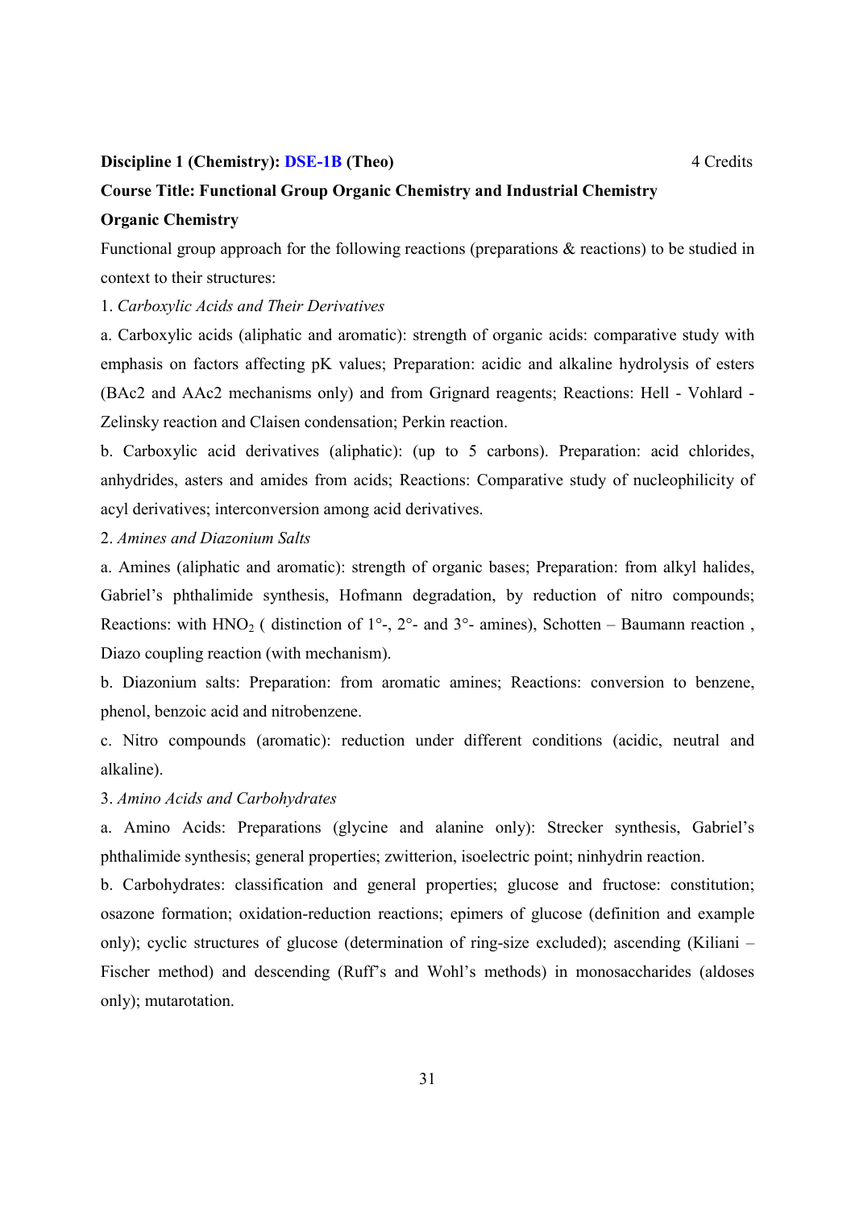**Discipline 1 (Chemistry): DSE-1B (Theo)** 4 Credits

**Course Title: Functional Group Organic Chemistry and Industrial Chemistry**

**Organic Chemistry**

Functional group approach for the following reactions (preparations & reactions) to be studied in context to their structures:

1. *Carboxylic Acids and Their Derivatives*

a. Carboxylic acids (aliphatic and aromatic): strength of organic acids: comparative study with emphasis on factors affecting pK values; Preparation: acidic and alkaline hydrolysis of esters (BAc2 and AAc2 mechanisms only) and from Grignard reagents; Reactions: Hell - Vohlard - Zelinsky reaction and Claisen condensation; Perkin reaction.

b. Carboxylic acid derivatives (aliphatic): (up to 5 carbons). Preparation: acid chlorides, anhydrides, asters and amides from acids; Reactions: Comparative study of nucleophilicity of acyl derivatives; interconversion among acid derivatives.

2. *Amines and Diazonium Salts*

a. Amines (aliphatic and aromatic): strength of organic bases; Preparation: from alkyl halides, Gabriel's phthalimide synthesis, Hofmann degradation, by reduction of nitro compounds; Reactions: with $HNO_2$ ( distinction of 1°-, 2°- and 3°- amines), Schotten – Baumann reaction , Diazo coupling reaction (with mechanism).

b. Diazonium salts: Preparation: from aromatic amines; Reactions: conversion to benzene, phenol, benzoic acid and nitrobenzene.

c. Nitro compounds (aromatic): reduction under different conditions (acidic, neutral and alkaline).

3. *Amino Acids and Carbohydrates*

a. Amino Acids: Preparations (glycine and alanine only): Strecker synthesis, Gabriel's phthalimide synthesis; general properties; zwitterion, isoelectric point; ninhydrin reaction.

b. Carbohydrates: classification and general properties; glucose and fructose: constitution; osazone formation; oxidation-reduction reactions; epimers of glucose (definition and example only); cyclic structures of glucose (determination of ring-size excluded); ascending (Kiliani – Fischer method) and descending (Ruff's and Wohl's methods) in monosaccharides (aldoses only); mutarotation.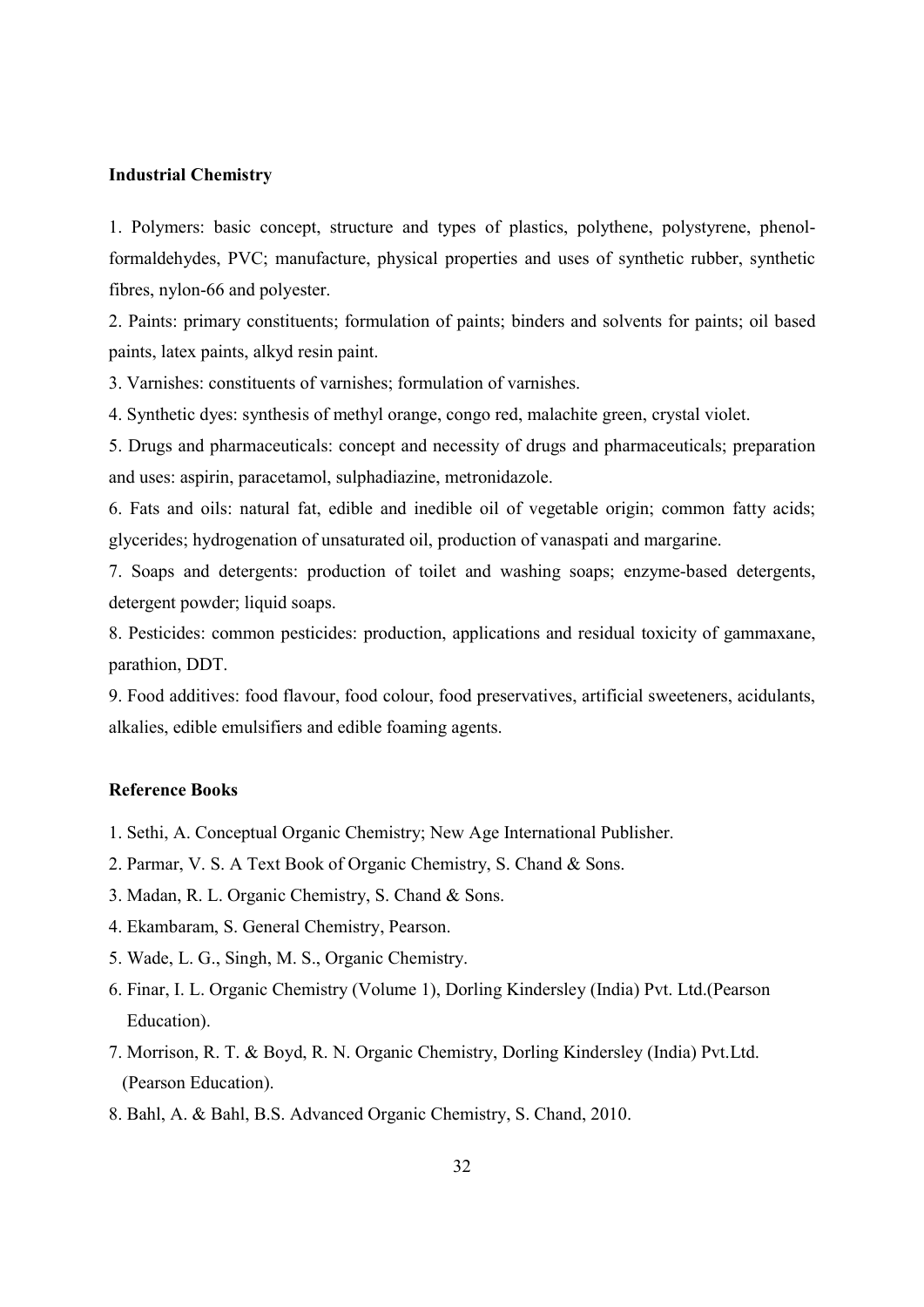**Industrial Chemistry**

1. Polymers: basic concept, structure and types of plastics, polythene, polystyrene, phenol-formaldehydes, PVC; manufacture, physical properties and uses of synthetic rubber, synthetic fibres, nylon-66 and polyester.
2. Paints: primary constituents; formulation of paints; binders and solvents for paints; oil based paints, latex paints, alkyd resin paint.
3. Varnishes: constituents of varnishes; formulation of varnishes.
4. Synthetic dyes: synthesis of methyl orange, congo red, malachite green, crystal violet.
5. Drugs and pharmaceuticals: concept and necessity of drugs and pharmaceuticals; preparation and uses: aspirin, paracetamol, sulphadiazine, metronidazole.
6. Fats and oils: natural fat, edible and inedible oil of vegetable origin; common fatty acids; glycerides; hydrogenation of unsaturated oil, production of vanaspati and margarine.
7. Soaps and detergents: production of toilet and washing soaps; enzyme-based detergents, detergent powder; liquid soaps.
8. Pesticides: common pesticides: production, applications and residual toxicity of gammaxane, parathion, DDT.
9. Food additives: food flavour, food colour, food preservatives, artificial sweeteners, acidulants, alkalies, edible emulsifiers and edible foaming agents.

**Reference Books**

1. Sethi, A. Conceptual Organic Chemistry; New Age International Publisher.
2. Parmar, V. S. A Text Book of Organic Chemistry, S. Chand & Sons.
3. Madan, R. L. Organic Chemistry, S. Chand & Sons.
4. Ekambaram, S. General Chemistry, Pearson.
5. Wade, L. G., Singh, M. S., Organic Chemistry.
6. Finar, I. L. Organic Chemistry (Volume 1), Dorling Kindersley (India) Pvt. Ltd.(Pearson Education).
7. Morrison, R. T. & Boyd, R. N. Organic Chemistry, Dorling Kindersley (India) Pvt.Ltd. (Pearson Education).
8. Bahl, A. & Bahl, B.S. Advanced Organic Chemistry, S. Chand, 2010.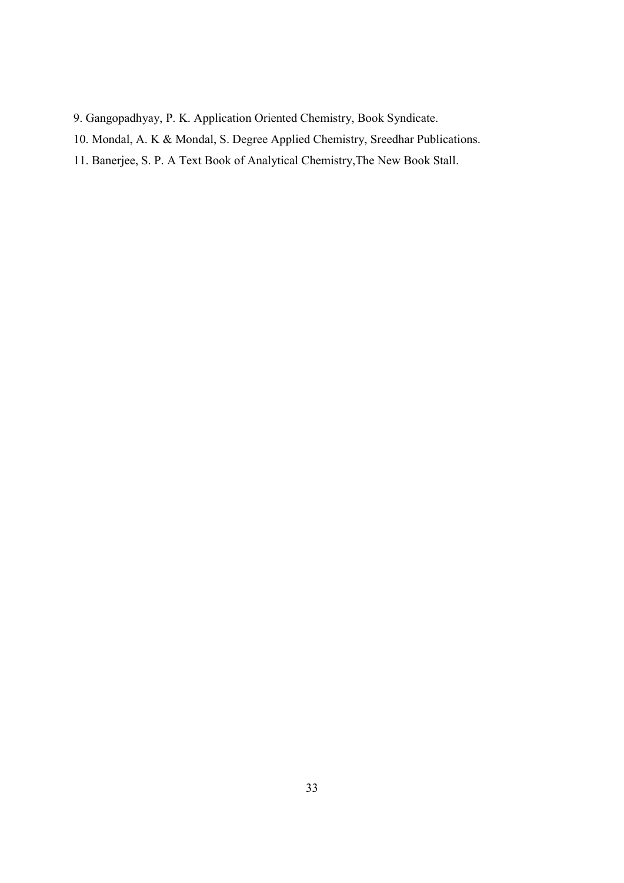9. Gangopadhyay, P. K. Application Oriented Chemistry, Book Syndicate.
10. Mondal, A. K & Mondal, S. Degree Applied Chemistry, Sreedhar Publications.
11. Banerjee, S. P. A Text Book of Analytical Chemistry,The New Book Stall.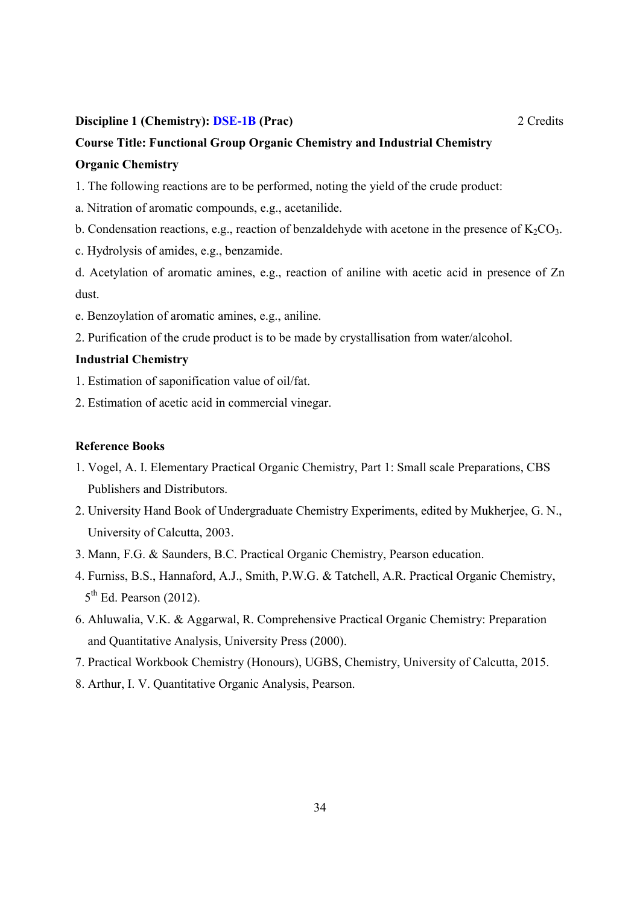**Discipline 1 (Chemistry): DSE-1B (Prac)** 2 Credits

**Course Title: Functional Group Organic Chemistry and Industrial Chemistry**

**Organic Chemistry**

1. The following reactions are to be performed, noting the yield of the crude product:

a. Nitration of aromatic compounds, e.g., acetanilide.

b. Condensation reactions, e.g., reaction of benzaldehyde with acetone in the presence of $K_2CO_3$.

c. Hydrolysis of amides, e.g., benzamide.

d. Acetylation of aromatic amines, e.g., reaction of aniline with acetic acid in presence of Zn dust.

e. Benzoylation of aromatic amines, e.g., aniline.

2. Purification of the crude product is to be made by crystallisation from water/alcohol.

**Industrial Chemistry**

1. Estimation of saponification value of oil/fat.
2. Estimation of acetic acid in commercial vinegar.

**Reference Books**

1. Vogel, A. I. Elementary Practical Organic Chemistry, Part 1: Small scale Preparations, CBS Publishers and Distributors.
2. University Hand Book of Undergraduate Chemistry Experiments, edited by Mukherjee, G. N., University of Calcutta, 2003.
3. Mann, F.G. & Saunders, B.C. Practical Organic Chemistry, Pearson education.
4. Furniss, B.S., Hannaford, A.J., Smith, P.W.G. & Tatchell, A.R. Practical Organic Chemistry, 5th Ed. Pearson (2012).
6. Ahluwalia, V.K. & Aggarwal, R. Comprehensive Practical Organic Chemistry: Preparation and Quantitative Analysis, University Press (2000).
7. Practical Workbook Chemistry (Honours), UGBS, Chemistry, University of Calcutta, 2015.
8. Arthur, I. V. Quantitative Organic Analysis, Pearson.